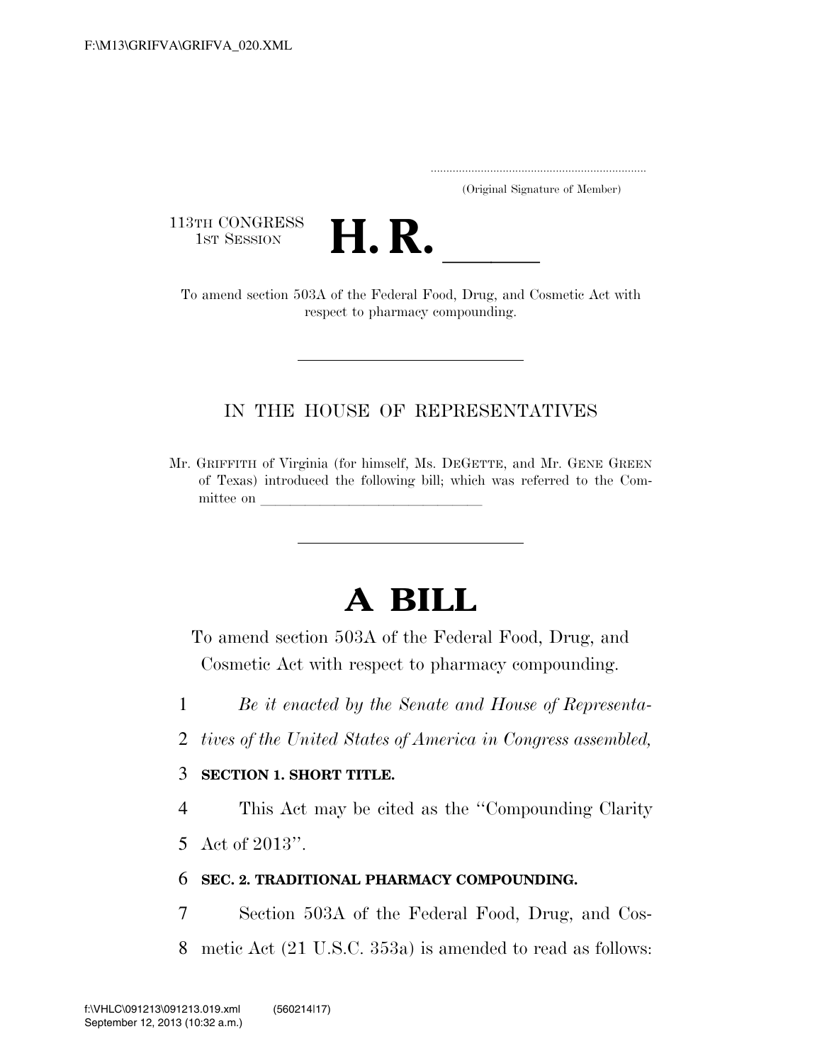F:\M13\GRIFVA\GRIFVA_020.XML

.....................................................................
(Original Signature of Member)

113TH CONGRESS
1ST SESSION

# H. R. \_\_\_\_\_\_

To amend section 503A of the Federal Food, Drug, and Cosmetic Act with respect to pharmacy compounding.

---

IN THE HOUSE OF REPRESENTATIVES

Mr. GRIFFITH of Virginia (for himself, Ms. DEGETTE, and Mr. GENE GREEN of Texas) introduced the following bill; which was referred to the Committee on \_\_\_\_\_\_\_\_\_\_\_\_\_\_\_\_\_\_\_\_\_\_\_\_\_\_\_\_\_\_

---

# A BILL

To amend section 503A of the Federal Food, Drug, and Cosmetic Act with respect to pharmacy compounding.

1 *Be it enacted by the Senate and House of Representa-*
2 *tives of the United States of America in Congress assembled,*

3 **SECTION 1. SHORT TITLE.**

4 This Act may be cited as the "Compounding Clarity
5 Act of 2013".

6 **SEC. 2. TRADITIONAL PHARMACY COMPOUNDING.**

7 Section 503A of the Federal Food, Drug, and Cos-
8 metic Act (21 U.S.C. 353a) is amended to read as follows:

f:\VHLC\091213\091213.019.xml (560214|17)
September 12, 2013 (10:32 a.m.)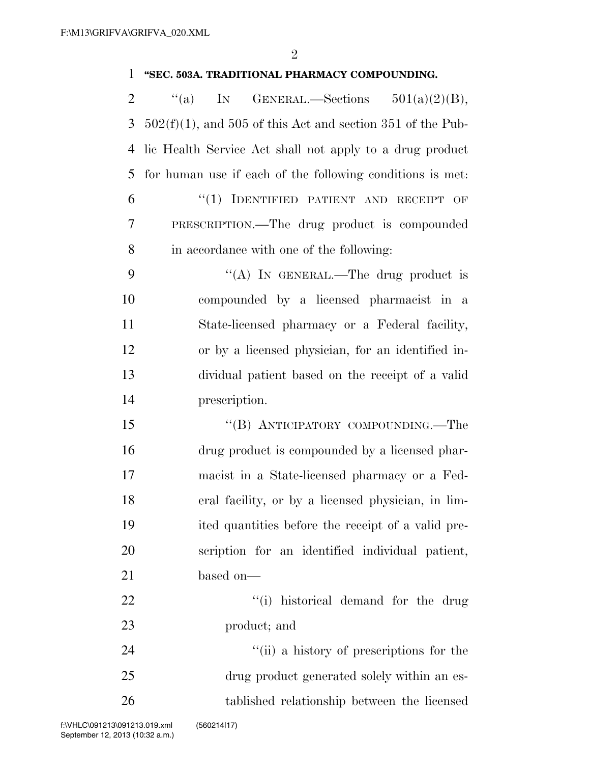**"SEC. 503A. TRADITIONAL PHARMACY COMPOUNDING.**

"(a) IN GENERAL.—Sections 501(a)(2)(B), 502(f)(1), and 505 of this Act and section 351 of the Public Health Service Act shall not apply to a drug product for human use if each of the following conditions is met:

"(1) IDENTIFIED PATIENT AND RECEIPT OF PRESCRIPTION.—The drug product is compounded in accordance with one of the following:

"(A) IN GENERAL.—The drug product is compounded by a licensed pharmacist in a State-licensed pharmacy or a Federal facility, or by a licensed physician, for an identified individual patient based on the receipt of a valid prescription.

"(B) ANTICIPATORY COMPOUNDING.—The drug product is compounded by a licensed pharmacist in a State-licensed pharmacy or a Federal facility, or by a licensed physician, in limited quantities before the receipt of a valid prescription for an identified individual patient, based on—

"(i) historical demand for the drug product; and

"(ii) a history of prescriptions for the drug product generated solely within an established relationship between the licensed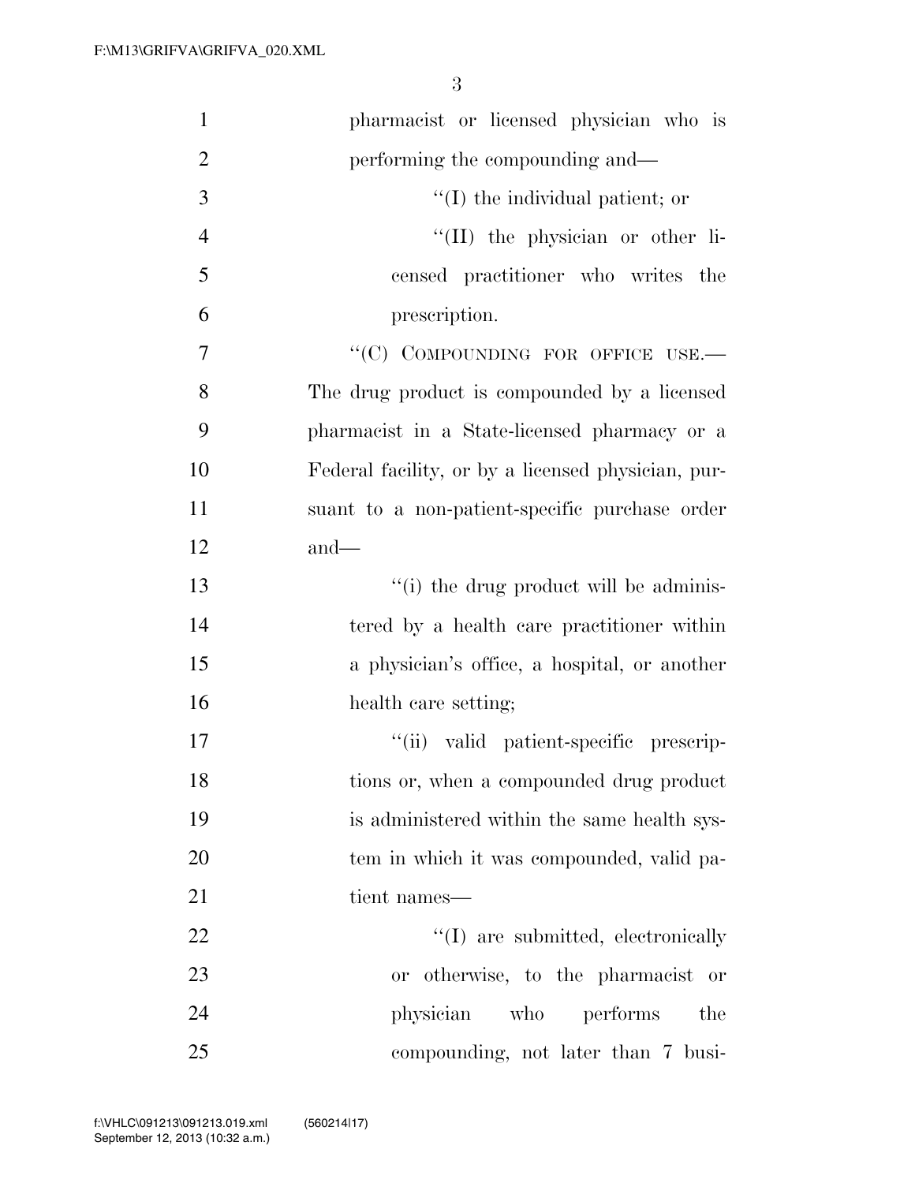pharmacist or licensed physician who is performing the compounding and—

''(I) the individual patient; or

''(II) the physician or other licensed practitioner who writes the prescription.

''(C) COMPOUNDING FOR OFFICE USE.— The drug product is compounded by a licensed pharmacist in a State-licensed pharmacy or a Federal facility, or by a licensed physician, pursuant to a non-patient-specific purchase order and—

''(i) the drug product will be administered by a health care practitioner within a physician's office, a hospital, or another health care setting;

''(ii) valid patient-specific prescriptions or, when a compounded drug product is administered within the same health system in which it was compounded, valid patient names—

''(I) are submitted, electronically or otherwise, to the pharmacist or physician who performs the compounding, not later than 7 busi-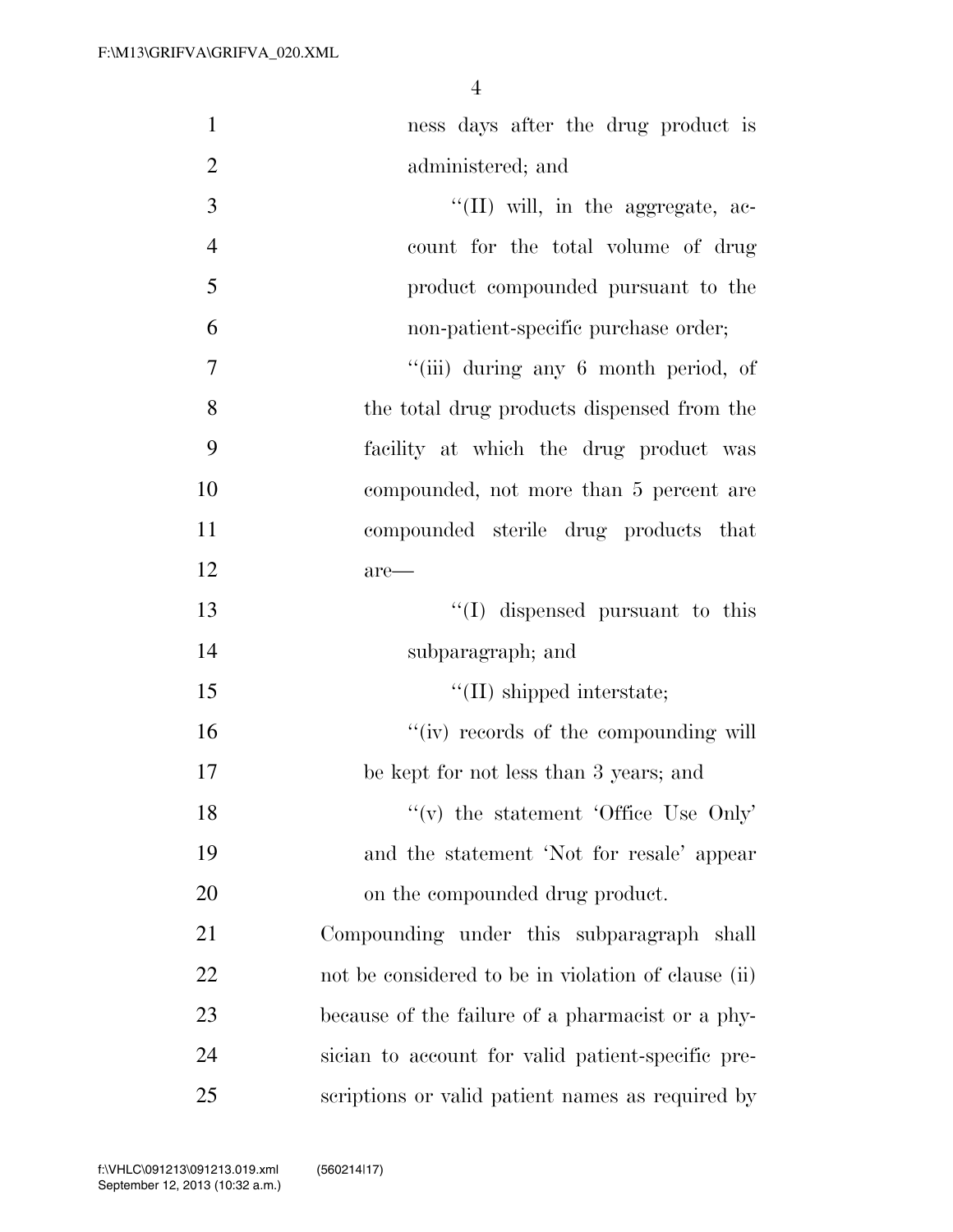ness days after the drug product is administered; and

"(II) will, in the aggregate, account for the total volume of drug product compounded pursuant to the non-patient-specific purchase order;

"(iii) during any 6 month period, of the total drug products dispensed from the facility at which the drug product was compounded, not more than 5 percent are compounded sterile drug products that are—

"(I) dispensed pursuant to this subparagraph; and

"(II) shipped interstate;

"(iv) records of the compounding will be kept for not less than 3 years; and

"(v) the statement 'Office Use Only' and the statement 'Not for resale' appear on the compounded drug product.

Compounding under this subparagraph shall not be considered to be in violation of clause (ii) because of the failure of a pharmacist or a physician to account for valid patient-specific prescriptions or valid patient names as required by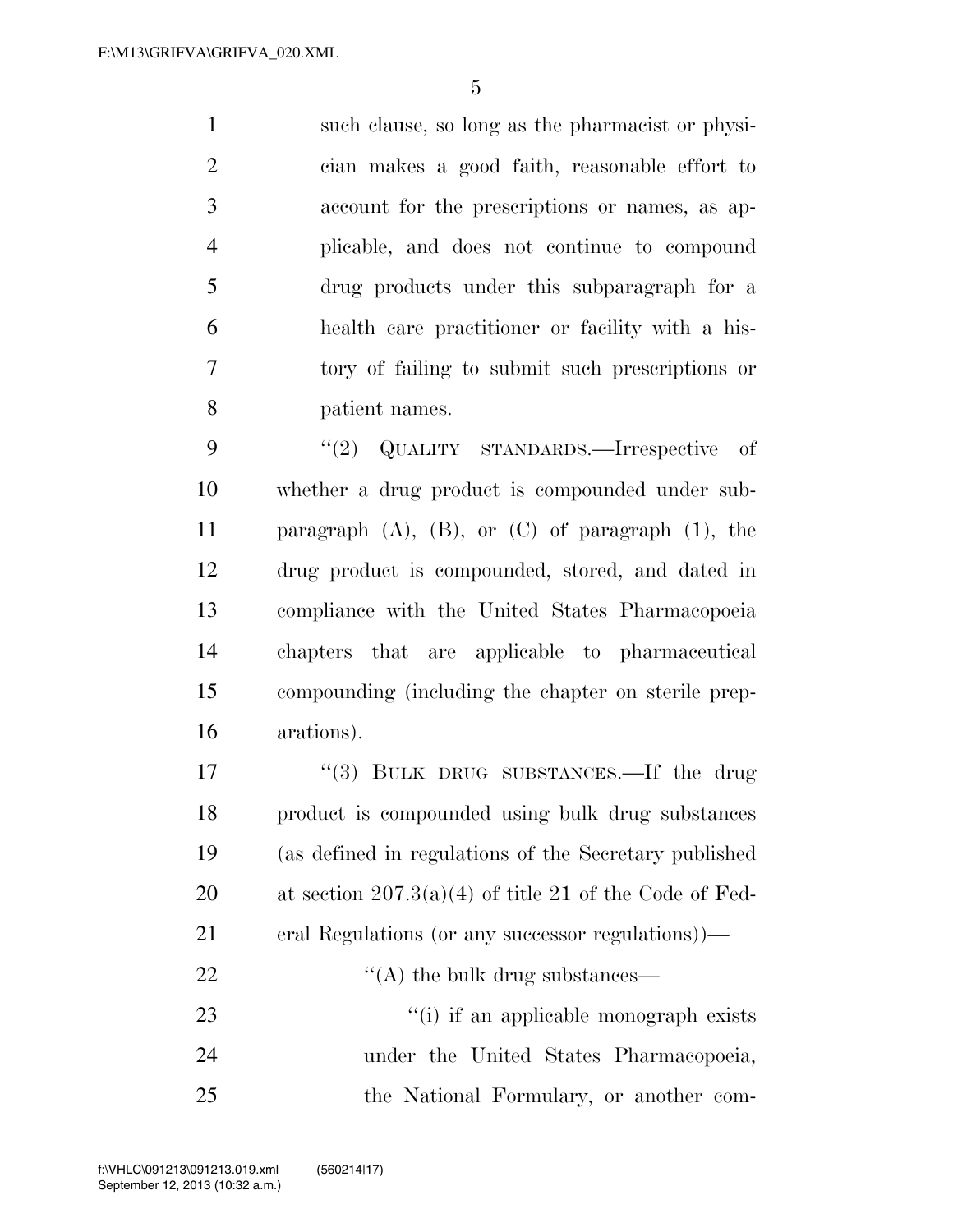such clause, so long as the pharmacist or physician makes a good faith, reasonable effort to account for the prescriptions or names, as applicable, and does not continue to compound drug products under this subparagraph for a health care practitioner or facility with a history of failing to submit such prescriptions or patient names.

"(2) QUALITY STANDARDS.—Irrespective of whether a drug product is compounded under subparagraph (A), (B), or (C) of paragraph (1), the drug product is compounded, stored, and dated in compliance with the United States Pharmacopoeia chapters that are applicable to pharmaceutical compounding (including the chapter on sterile preparations).

"(3) BULK DRUG SUBSTANCES.—If the drug product is compounded using bulk drug substances (as defined in regulations of the Secretary published at section 207.3(a)(4) of title 21 of the Code of Federal Regulations (or any successor regulations))—

"(A) the bulk drug substances—

"(i) if an applicable monograph exists under the United States Pharmacopoeia, the National Formulary, or another com-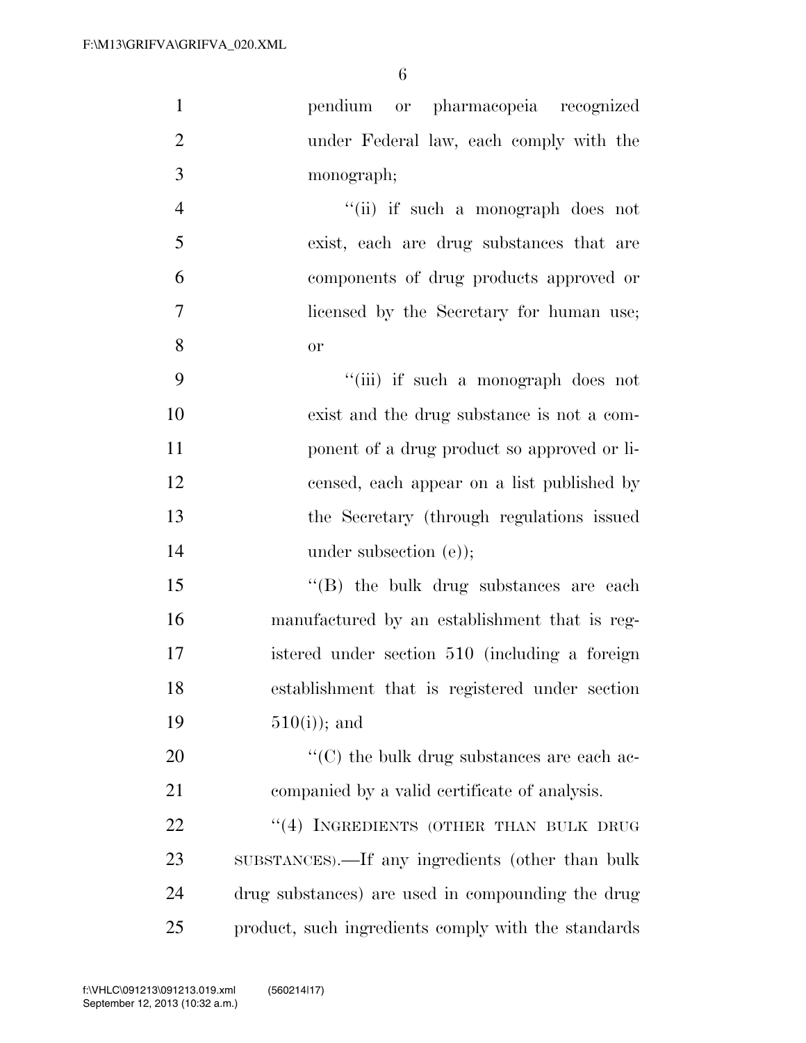pendium or pharmacopeia recognized under Federal law, each comply with the monograph;

"(ii) if such a monograph does not exist, each are drug substances that are components of drug products approved or licensed by the Secretary for human use; or

"(iii) if such a monograph does not exist and the drug substance is not a component of a drug product so approved or licensed, each appear on a list published by the Secretary (through regulations issued under subsection (e));

"(B) the bulk drug substances are each manufactured by an establishment that is registered under section 510 (including a foreign establishment that is registered under section 510(i)); and

"(C) the bulk drug substances are each accompanied by a valid certificate of analysis.

"(4) INGREDIENTS (OTHER THAN BULK DRUG SUBSTANCES).—If any ingredients (other than bulk drug substances) are used in compounding the drug product, such ingredients comply with the standards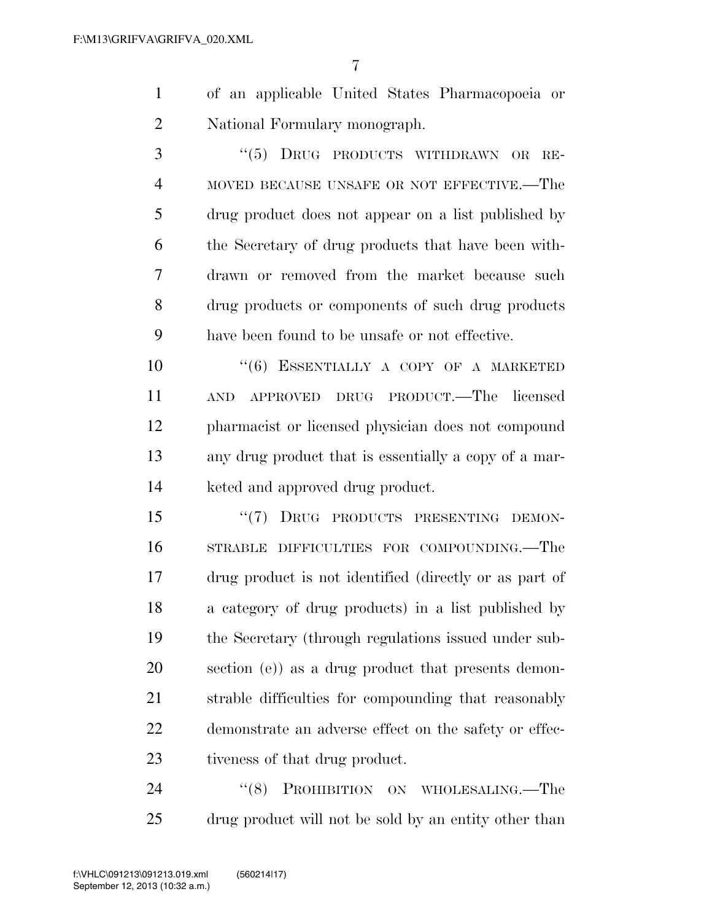of an applicable United States Pharmacopoeia or National Formulary monograph.

"(5) DRUG PRODUCTS WITHDRAWN OR REMOVED BECAUSE UNSAFE OR NOT EFFECTIVE.—The drug product does not appear on a list published by the Secretary of drug products that have been withdrawn or removed from the market because such drug products or components of such drug products have been found to be unsafe or not effective.

"(6) ESSENTIALLY A COPY OF A MARKETED AND APPROVED DRUG PRODUCT.—The licensed pharmacist or licensed physician does not compound any drug product that is essentially a copy of a marketed and approved drug product.

"(7) DRUG PRODUCTS PRESENTING DEMONSTRABLE DIFFICULTIES FOR COMPOUNDING.—The drug product is not identified (directly or as part of a category of drug products) in a list published by the Secretary (through regulations issued under subsection (e)) as a drug product that presents demonstrable difficulties for compounding that reasonably demonstrate an adverse effect on the safety or effectiveness of that drug product.

"(8) PROHIBITION ON WHOLESALING.—The drug product will not be sold by an entity other than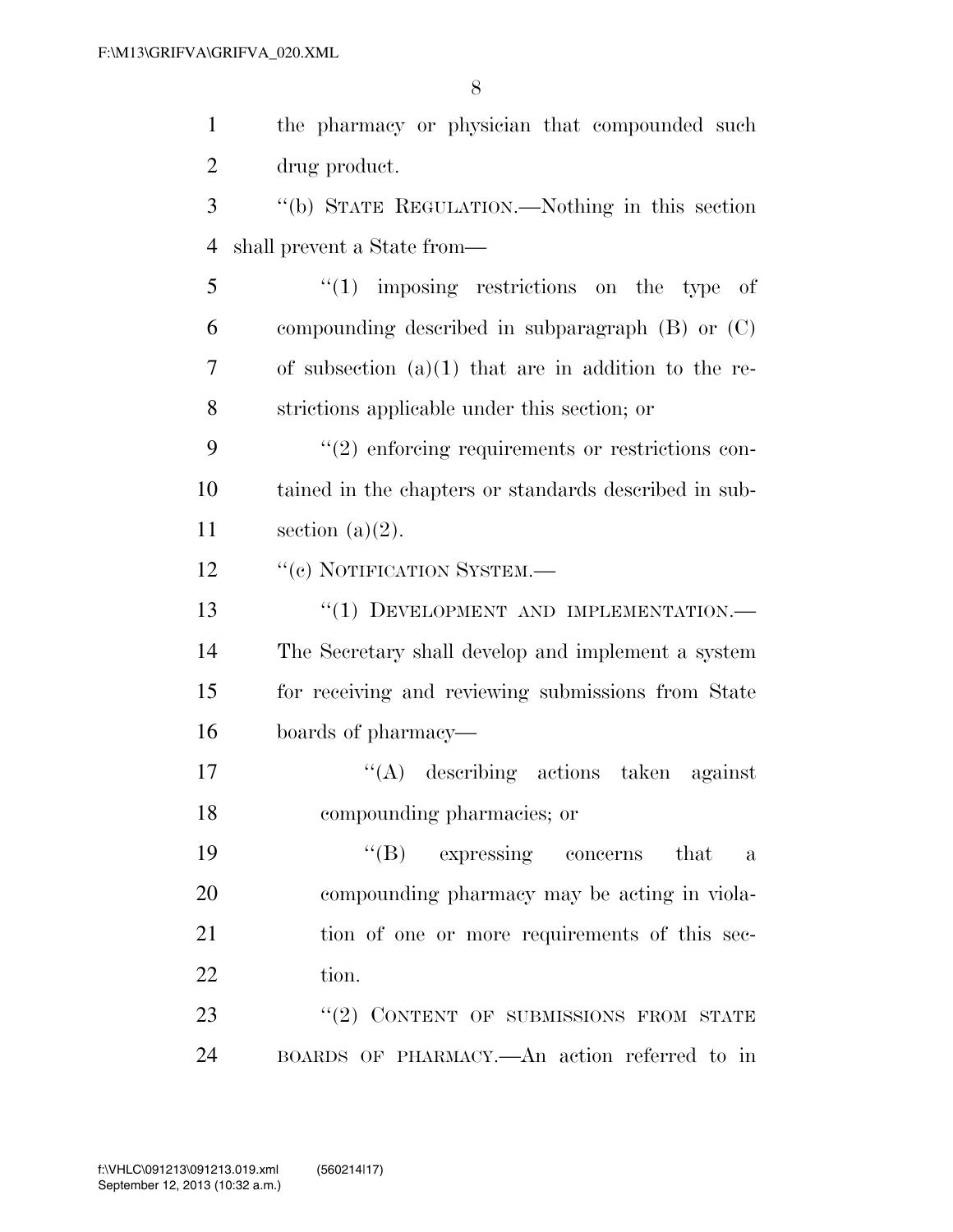the pharmacy or physician that compounded such drug product.

''(b) STATE REGULATION.—Nothing in this section shall prevent a State from—

''(1) imposing restrictions on the type of compounding described in subparagraph (B) or (C) of subsection (a)(1) that are in addition to the restrictions applicable under this section; or

''(2) enforcing requirements or restrictions contained in the chapters or standards described in subsection (a)(2).

''(c) NOTIFICATION SYSTEM.—

''(1) DEVELOPMENT AND IMPLEMENTATION.—The Secretary shall develop and implement a system for receiving and reviewing submissions from State boards of pharmacy—

''(A) describing actions taken against compounding pharmacies; or

''(B) expressing concerns that a compounding pharmacy may be acting in violation of one or more requirements of this section.

''(2) CONTENT OF SUBMISSIONS FROM STATE BOARDS OF PHARMACY.—An action referred to in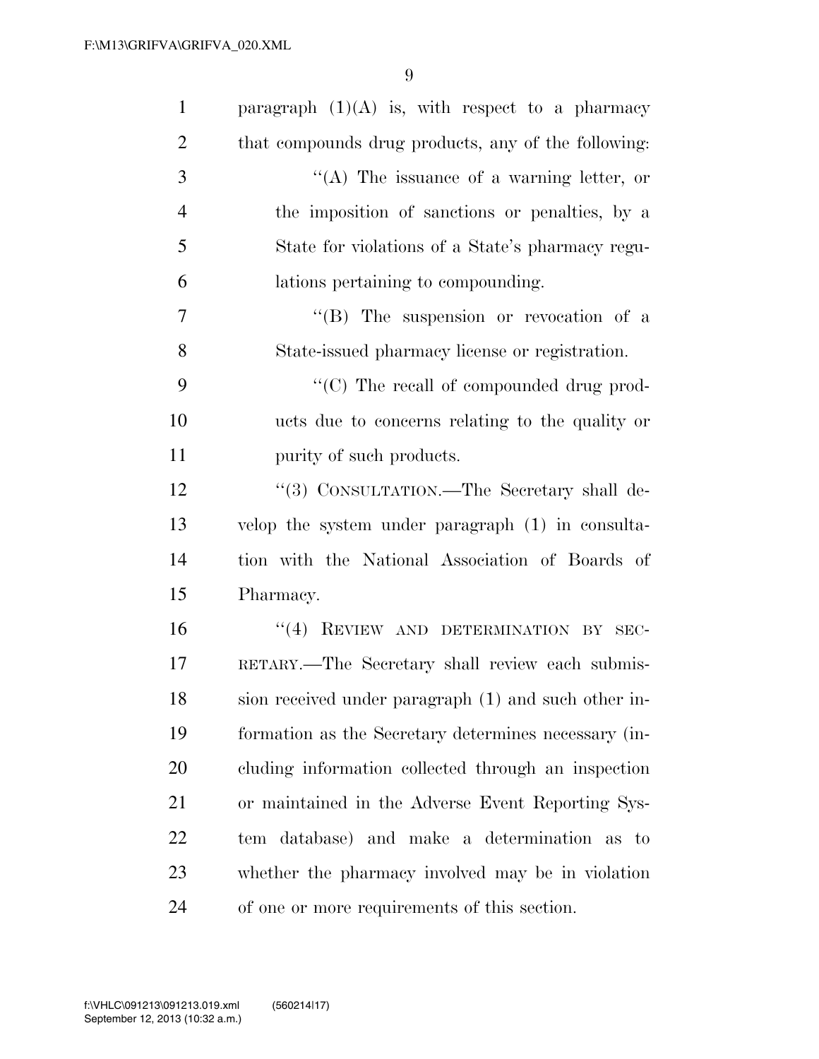paragraph (1)(A) is, with respect to a pharmacy that compounds drug products, any of the following:

"(A) The issuance of a warning letter, or the imposition of sanctions or penalties, by a State for violations of a State's pharmacy regulations pertaining to compounding.

"(B) The suspension or revocation of a State-issued pharmacy license or registration.

"(C) The recall of compounded drug products due to concerns relating to the quality or purity of such products.

"(3) CONSULTATION.—The Secretary shall develop the system under paragraph (1) in consultation with the National Association of Boards of Pharmacy.

"(4) REVIEW AND DETERMINATION BY SECRETARY.—The Secretary shall review each submission received under paragraph (1) and such other information as the Secretary determines necessary (including information collected through an inspection or maintained in the Adverse Event Reporting System database) and make a determination as to whether the pharmacy involved may be in violation of one or more requirements of this section.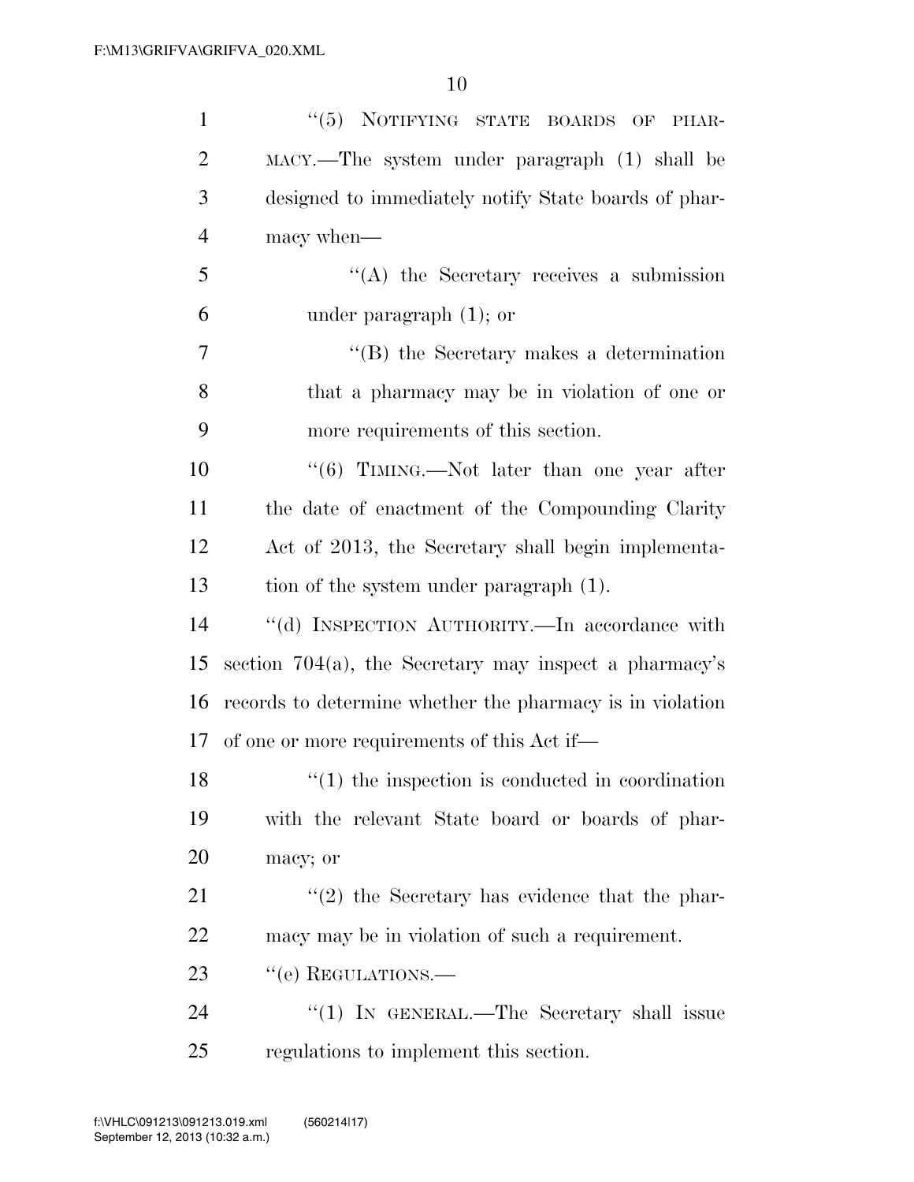"(5) NOTIFYING STATE BOARDS OF PHARMACY.—The system under paragraph (1) shall be designed to immediately notify State boards of pharmacy when—

"(A) the Secretary receives a submission under paragraph (1); or

"(B) the Secretary makes a determination that a pharmacy may be in violation of one or more requirements of this section.

"(6) TIMING.—Not later than one year after the date of enactment of the Compounding Clarity Act of 2013, the Secretary shall begin implementation of the system under paragraph (1).

"(d) INSPECTION AUTHORITY.—In accordance with section 704(a), the Secretary may inspect a pharmacy's records to determine whether the pharmacy is in violation of one or more requirements of this Act if—

"(1) the inspection is conducted in coordination with the relevant State board or boards of pharmacy; or

"(2) the Secretary has evidence that the pharmacy may be in violation of such a requirement.

"(e) REGULATIONS.—

"(1) IN GENERAL.—The Secretary shall issue regulations to implement this section.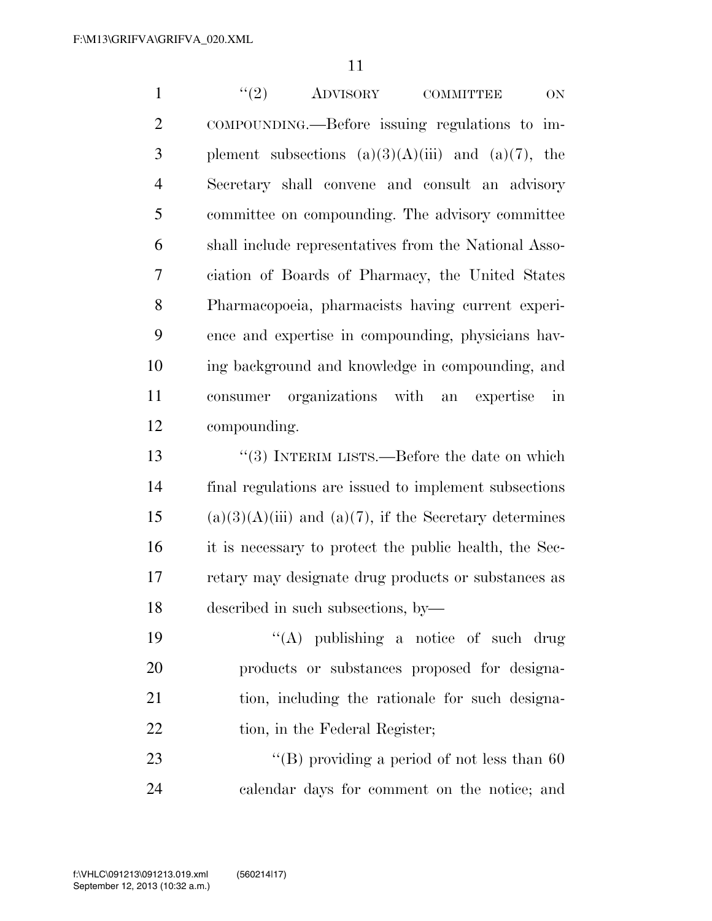"(2) ADVISORY COMMITTEE ON COMPOUNDING.—Before issuing regulations to implement subsections (a)(3)(A)(iii) and (a)(7), the Secretary shall convene and consult an advisory committee on compounding. The advisory committee shall include representatives from the National Association of Boards of Pharmacy, the United States Pharmacopoeia, pharmacists having current experience and expertise in compounding, physicians having background and knowledge in compounding, and consumer organizations with an expertise in compounding.

"(3) INTERIM LISTS.—Before the date on which final regulations are issued to implement subsections (a)(3)(A)(iii) and (a)(7), if the Secretary determines it is necessary to protect the public health, the Secretary may designate drug products or substances as described in such subsections, by—

"(A) publishing a notice of such drug products or substances proposed for designation, including the rationale for such designation, in the Federal Register;

"(B) providing a period of not less than 60 calendar days for comment on the notice; and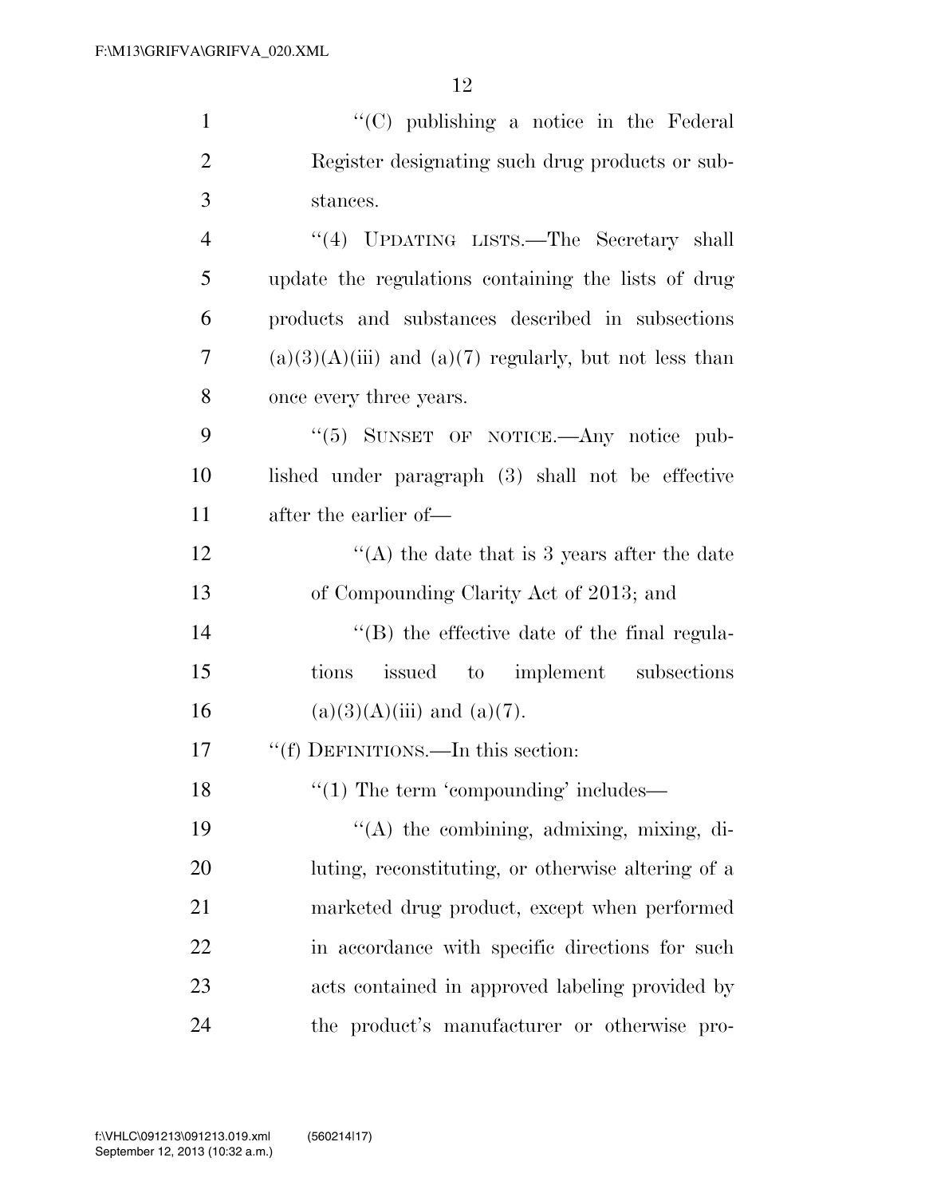"(C) publishing a notice in the Federal Register designating such drug products or substances.

"(4) UPDATING LISTS.—The Secretary shall update the regulations containing the lists of drug products and substances described in subsections (a)(3)(A)(iii) and (a)(7) regularly, but not less than once every three years.

"(5) SUNSET OF NOTICE.—Any notice published under paragraph (3) shall not be effective after the earlier of—

"(A) the date that is 3 years after the date of Compounding Clarity Act of 2013; and

"(B) the effective date of the final regulations issued to implement subsections (a)(3)(A)(iii) and (a)(7).

"(f) DEFINITIONS.—In this section:

"(1) The term 'compounding' includes—

"(A) the combining, admixing, mixing, diluting, reconstituting, or otherwise altering of a marketed drug product, except when performed in accordance with specific directions for such acts contained in approved labeling provided by the product's manufacturer or otherwise pro-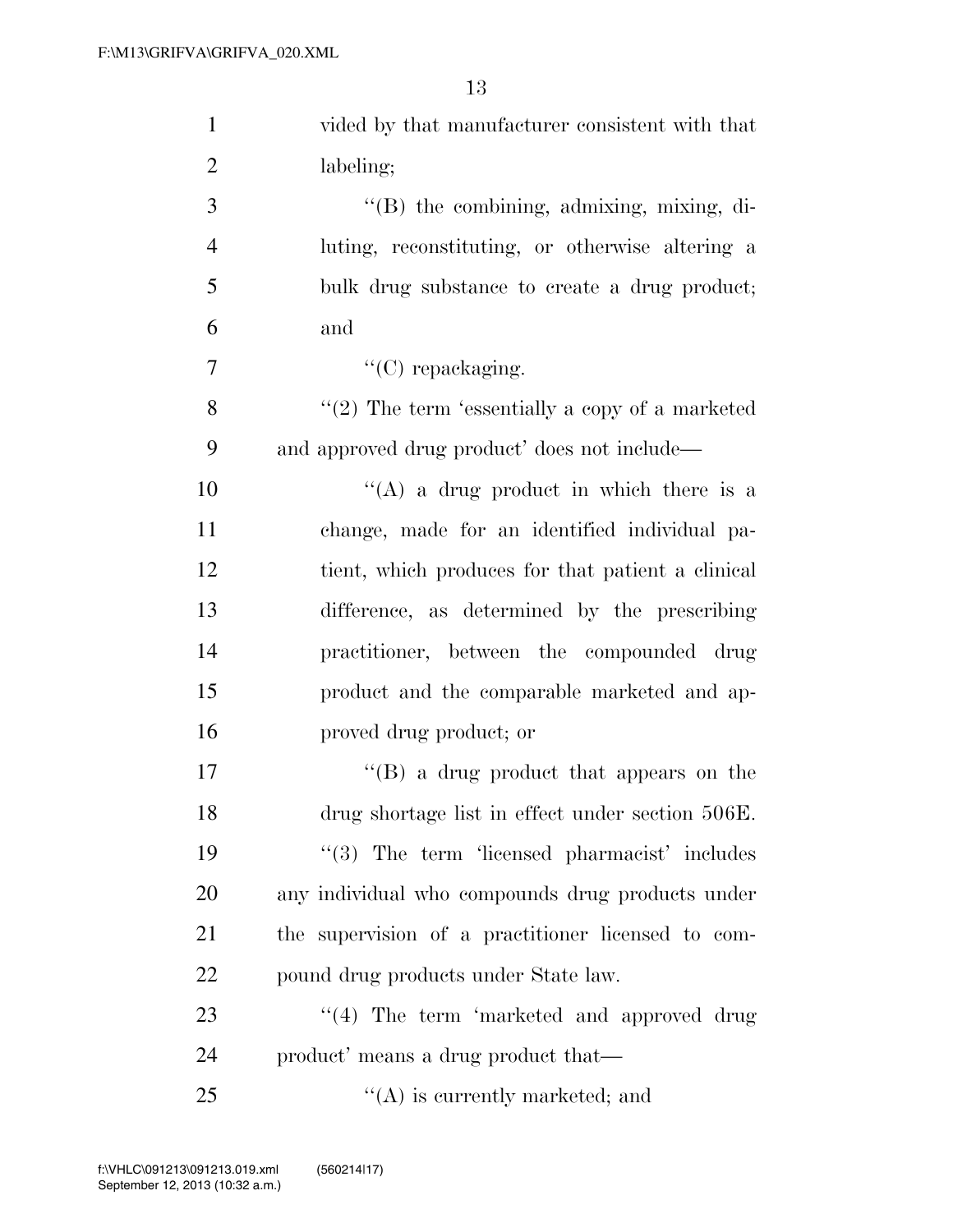vided by that manufacturer consistent with that labeling;

''(B) the combining, admixing, mixing, diluting, reconstituting, or otherwise altering a bulk drug substance to create a drug product; and

''(C) repackaging.

''(2) The term 'essentially a copy of a marketed and approved drug product' does not include—

''(A) a drug product in which there is a change, made for an identified individual patient, which produces for that patient a clinical difference, as determined by the prescribing practitioner, between the compounded drug product and the comparable marketed and approved drug product; or

''(B) a drug product that appears on the drug shortage list in effect under section 506E.

''(3) The term 'licensed pharmacist' includes any individual who compounds drug products under the supervision of a practitioner licensed to compound drug products under State law.

''(4) The term 'marketed and approved drug product' means a drug product that—

''(A) is currently marketed; and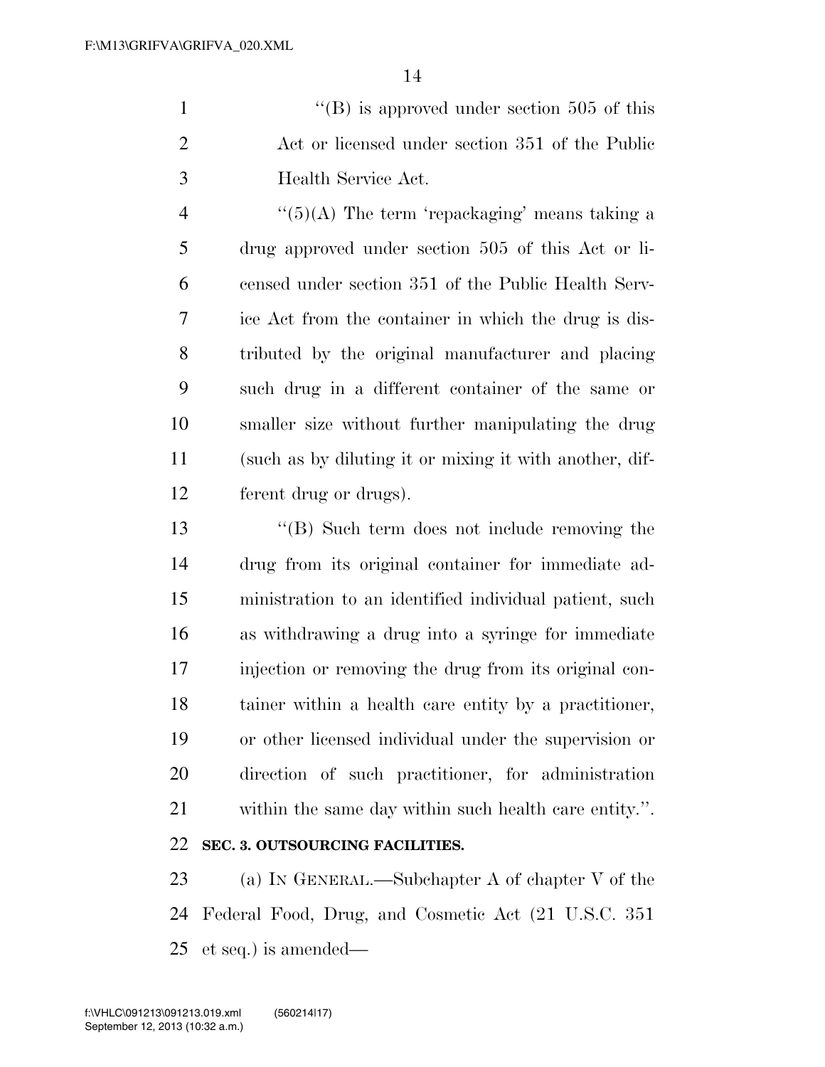"(B) is approved under section 505 of this Act or licensed under section 351 of the Public Health Service Act.

"(5)(A) The term 'repackaging' means taking a drug approved under section 505 of this Act or licensed under section 351 of the Public Health Service Act from the container in which the drug is distributed by the original manufacturer and placing such drug in a different container of the same or smaller size without further manipulating the drug (such as by diluting it or mixing it with another, different drug or drugs).

"(B) Such term does not include removing the drug from its original container for immediate administration to an identified individual patient, such as withdrawing a drug into a syringe for immediate injection or removing the drug from its original container within a health care entity by a practitioner, or other licensed individual under the supervision or direction of such practitioner, for administration within the same day within such health care entity.".

**SEC. 3. OUTSOURCING FACILITIES.**

(a) IN GENERAL.—Subchapter A of chapter V of the Federal Food, Drug, and Cosmetic Act (21 U.S.C. 351 et seq.) is amended—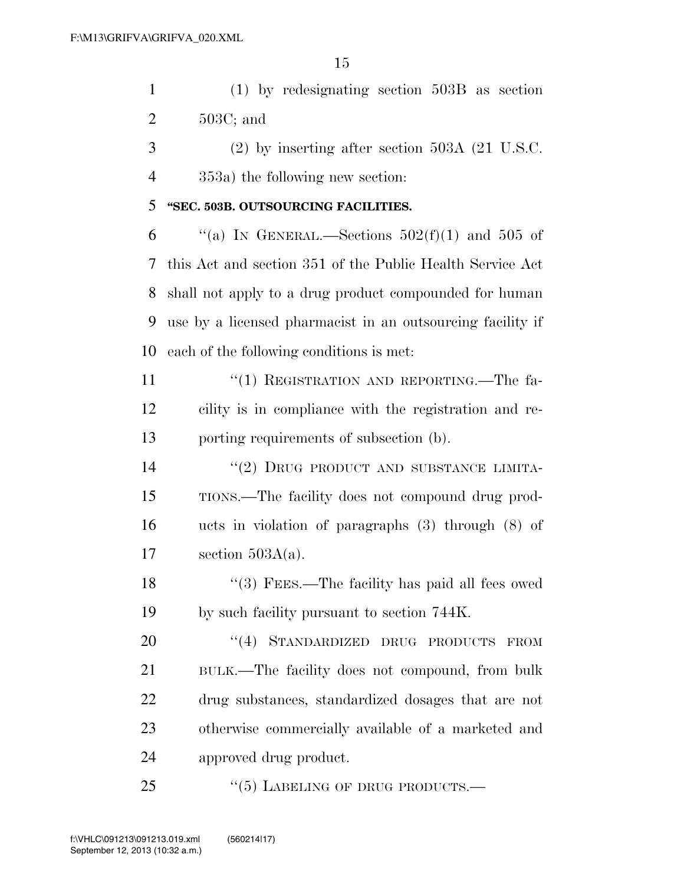(1) by redesignating section 503B as section 503C; and

(2) by inserting after section 503A (21 U.S.C. 353a) the following new section:

**"SEC. 503B. OUTSOURCING FACILITIES.**

"(a) IN GENERAL.—Sections 502(f)(1) and 505 of this Act and section 351 of the Public Health Service Act shall not apply to a drug product compounded for human use by a licensed pharmacist in an outsourcing facility if each of the following conditions is met:

"(1) REGISTRATION AND REPORTING.—The facility is in compliance with the registration and reporting requirements of subsection (b).

"(2) DRUG PRODUCT AND SUBSTANCE LIMITATIONS.—The facility does not compound drug products in violation of paragraphs (3) through (8) of section 503A(a).

"(3) FEES.—The facility has paid all fees owed by such facility pursuant to section 744K.

"(4) STANDARDIZED DRUG PRODUCTS FROM BULK.—The facility does not compound, from bulk drug substances, standardized dosages that are not otherwise commercially available of a marketed and approved drug product.

"(5) LABELING OF DRUG PRODUCTS.—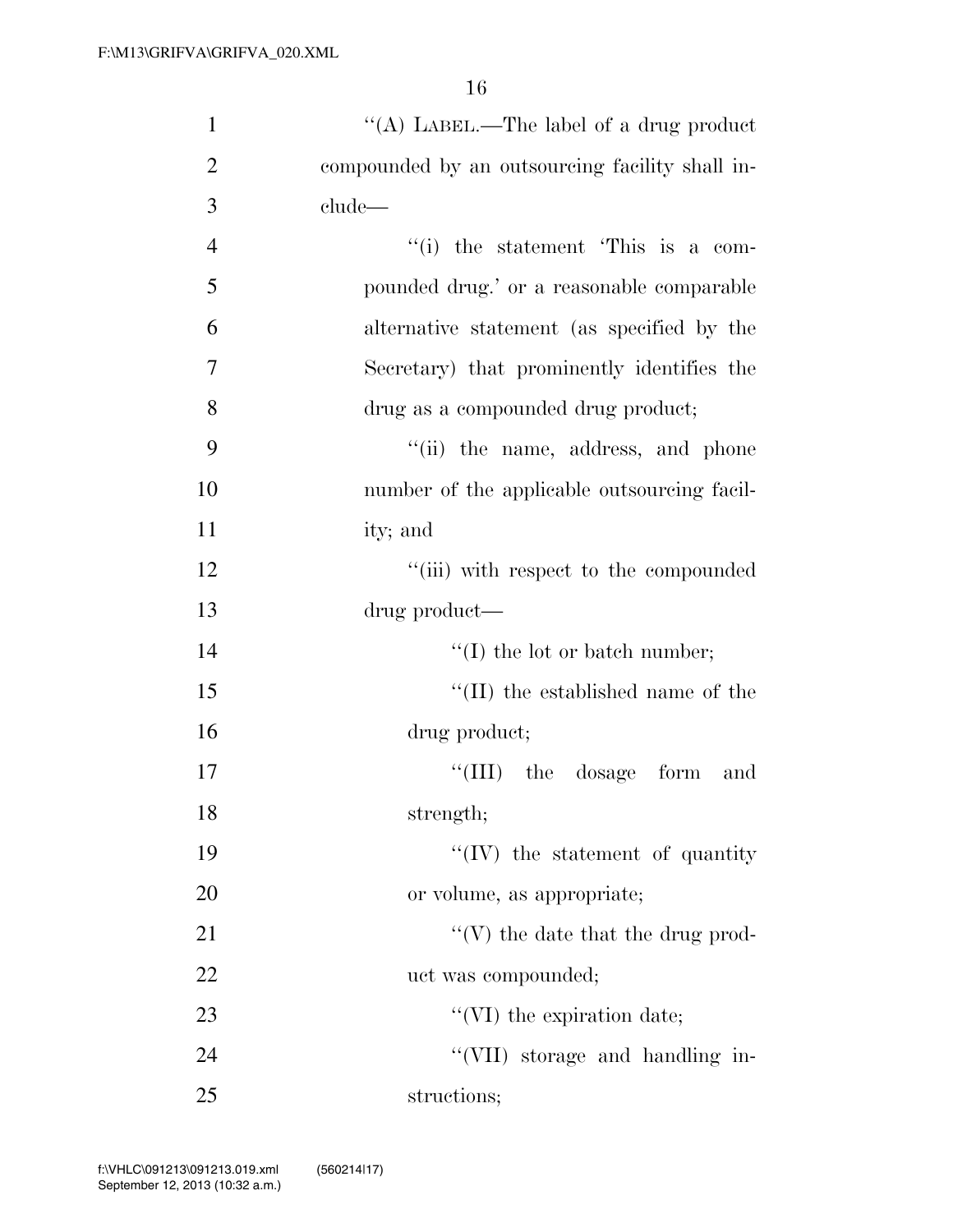''(A) LABEL.—The label of a drug product compounded by an outsourcing facility shall include—

''(i) the statement 'This is a compounded drug.' or a reasonable comparable alternative statement (as specified by the Secretary) that prominently identifies the drug as a compounded drug product;

''(ii) the name, address, and phone number of the applicable outsourcing facility; and

''(iii) with respect to the compounded drug product—

''(I) the lot or batch number;

''(II) the established name of the drug product;

''(III) the dosage form and strength;

''(IV) the statement of quantity or volume, as appropriate;

''(V) the date that the drug product was compounded;

''(VI) the expiration date;

''(VII) storage and handling instructions;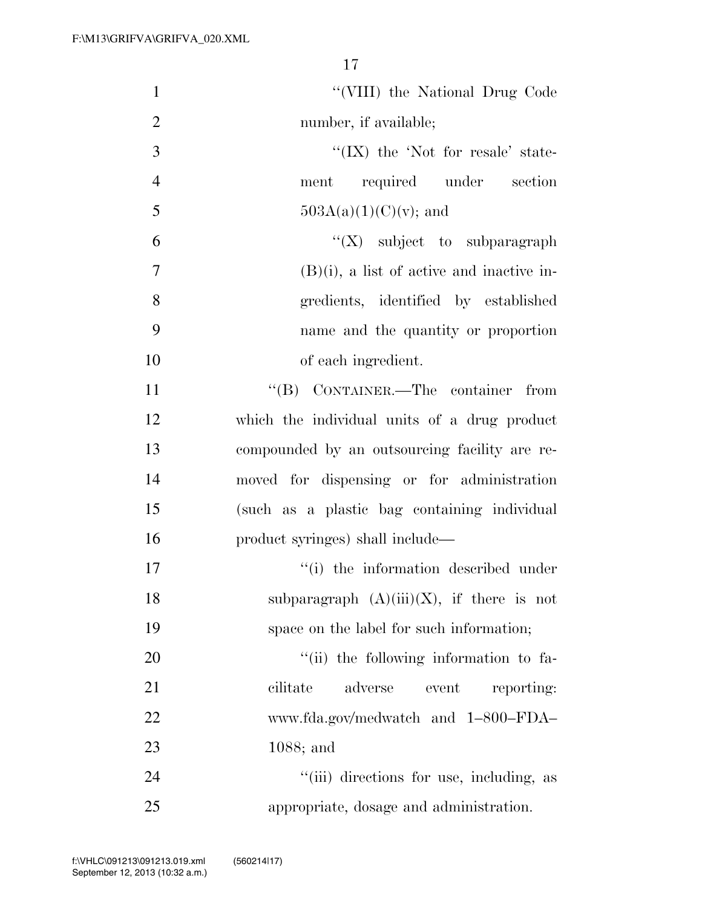"(VIII) the National Drug Code number, if available;

"(IX) the 'Not for resale' statement required under section 503A(a)(1)(C)(v); and

"(X) subject to subparagraph (B)(i), a list of active and inactive ingredients, identified by established name and the quantity or proportion of each ingredient.

"(B) CONTAINER.—The container from which the individual units of a drug product compounded by an outsourcing facility are removed for dispensing or for administration (such as a plastic bag containing individual product syringes) shall include—

"(i) the information described under subparagraph (A)(iii)(X), if there is not space on the label for such information;

"(ii) the following information to facilitate adverse event reporting: www.fda.gov/medwatch and 1–800–FDA–1088; and

"(iii) directions for use, including, as appropriate, dosage and administration.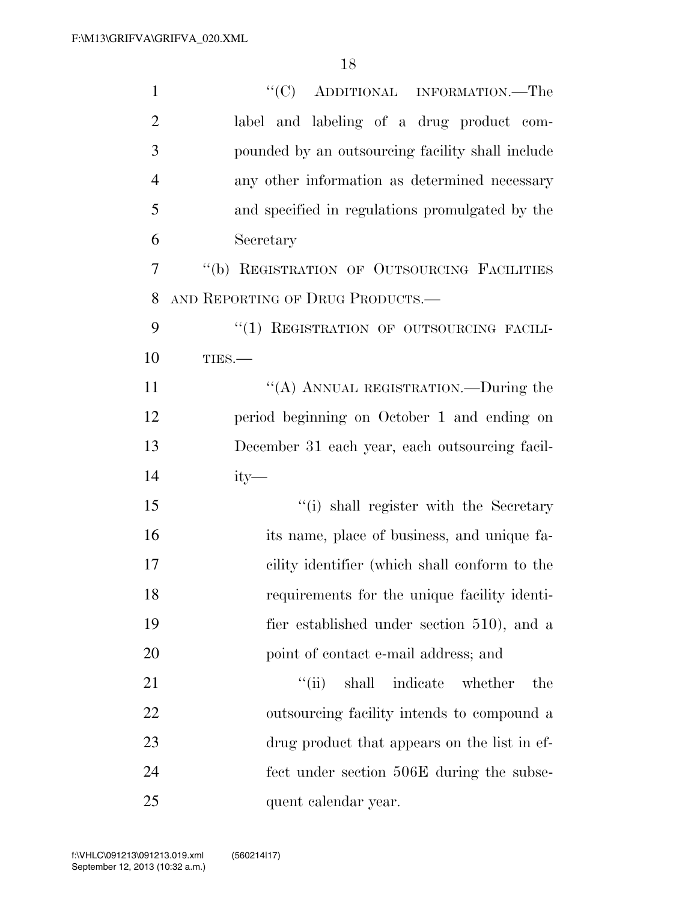"(C) ADDITIONAL INFORMATION.—The label and labeling of a drug product compounded by an outsourcing facility shall include any other information as determined necessary and specified in regulations promulgated by the Secretary

"(b) REGISTRATION OF OUTSOURCING FACILITIES AND REPORTING OF DRUG PRODUCTS.—

"(1) REGISTRATION OF OUTSOURCING FACILITIES.—

"(A) ANNUAL REGISTRATION.—During the period beginning on October 1 and ending on December 31 each year, each outsourcing facility—

"(i) shall register with the Secretary its name, place of business, and unique facility identifier (which shall conform to the requirements for the unique facility identifier established under section 510), and a point of contact e-mail address; and

"(ii) shall indicate whether the outsourcing facility intends to compound a drug product that appears on the list in effect under section 506E during the subsequent calendar year.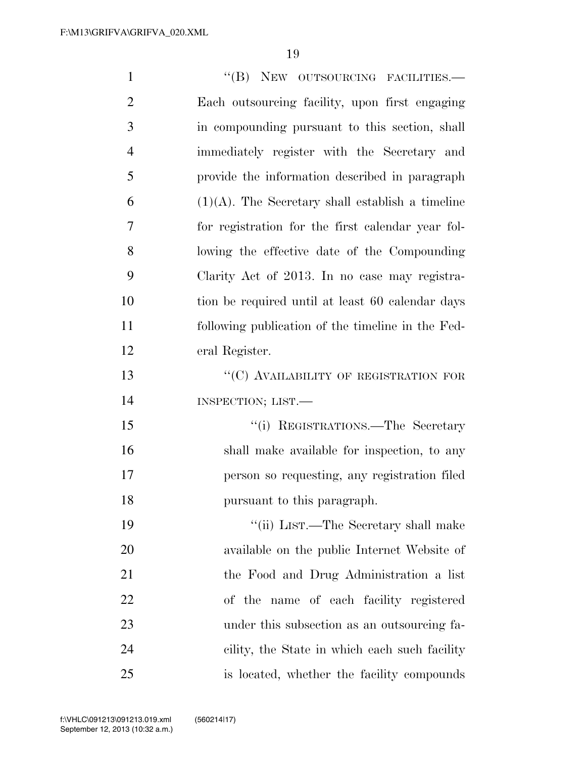"(B) NEW OUTSOURCING FACILITIES.—Each outsourcing facility, upon first engaging in compounding pursuant to this section, shall immediately register with the Secretary and provide the information described in paragraph (1)(A). The Secretary shall establish a timeline for registration for the first calendar year following the effective date of the Compounding Clarity Act of 2013. In no case may registration be required until at least 60 calendar days following publication of the timeline in the Federal Register.

"(C) AVAILABILITY OF REGISTRATION FOR INSPECTION; LIST.—

"(i) REGISTRATIONS.—The Secretary shall make available for inspection, to any person so requesting, any registration filed pursuant to this paragraph.

"(ii) LIST.—The Secretary shall make available on the public Internet Website of the Food and Drug Administration a list of the name of each facility registered under this subsection as an outsourcing facility, the State in which each such facility is located, whether the facility compounds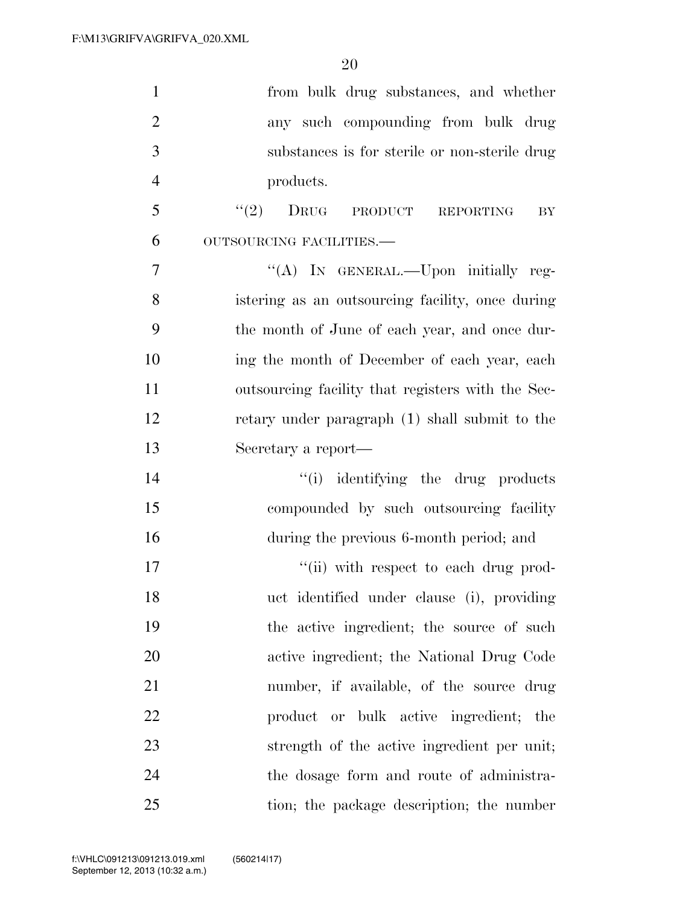from bulk drug substances, and whether any such compounding from bulk drug substances is for sterile or non-sterile drug products.

"(2) DRUG PRODUCT REPORTING BY OUTSOURCING FACILITIES.—

"(A) IN GENERAL.—Upon initially registering as an outsourcing facility, once during the month of June of each year, and once during the month of December of each year, each outsourcing facility that registers with the Secretary under paragraph (1) shall submit to the Secretary a report—

"(i) identifying the drug products compounded by such outsourcing facility during the previous 6-month period; and

"(ii) with respect to each drug product identified under clause (i), providing the active ingredient; the source of such active ingredient; the National Drug Code number, if available, of the source drug product or bulk active ingredient; the strength of the active ingredient per unit; the dosage form and route of administration; the package description; the number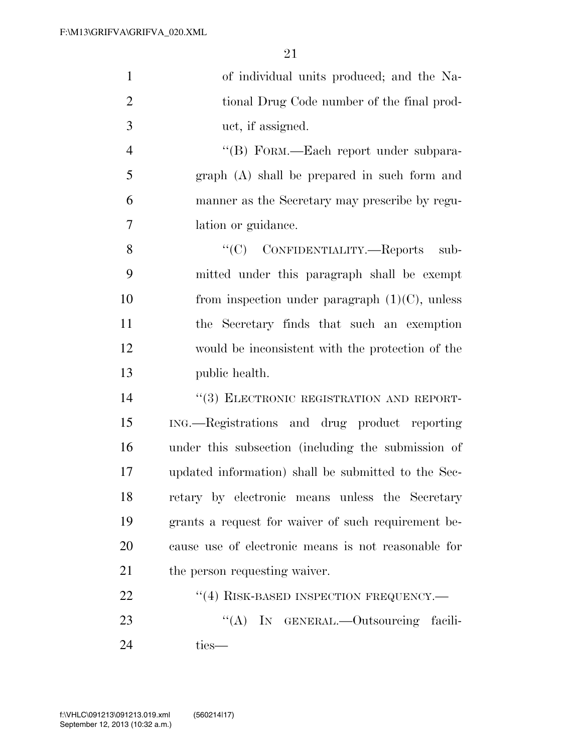of individual units produced; and the National Drug Code number of the final product, if assigned.

"(B) FORM.—Each report under subparagraph (A) shall be prepared in such form and manner as the Secretary may prescribe by regulation or guidance.

"(C) CONFIDENTIALITY.—Reports submitted under this paragraph shall be exempt from inspection under paragraph (1)(C), unless the Secretary finds that such an exemption would be inconsistent with the protection of the public health.

"(3) ELECTRONIC REGISTRATION AND REPORTING.—Registrations and drug product reporting under this subsection (including the submission of updated information) shall be submitted to the Secretary by electronic means unless the Secretary grants a request for waiver of such requirement because use of electronic means is not reasonable for the person requesting waiver.

"(4) RISK-BASED INSPECTION FREQUENCY.—

"(A) IN GENERAL.—Outsourcing facilities—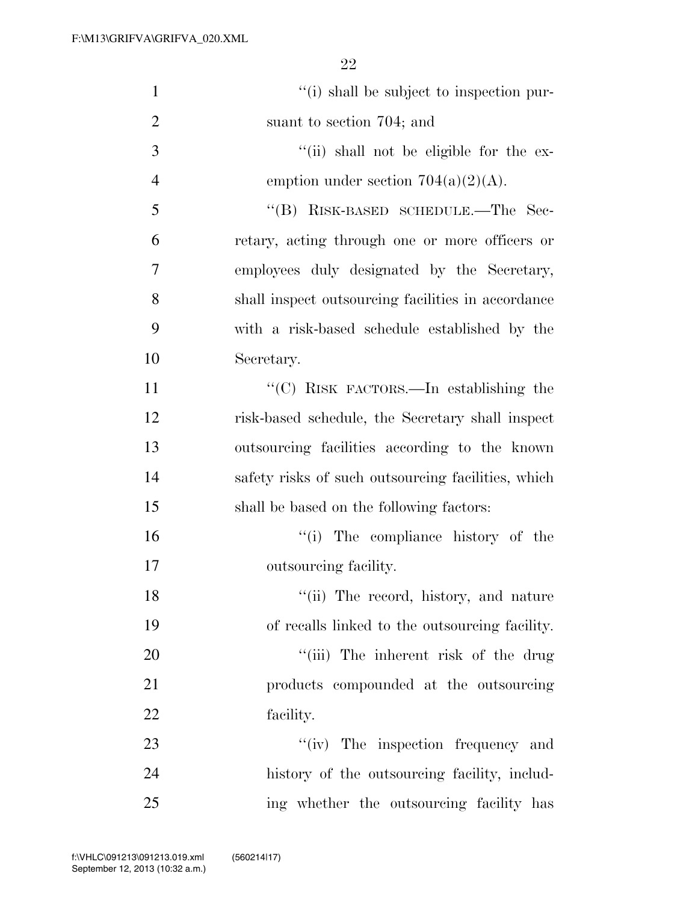''(i) shall be subject to inspection pursuant to section 704; and

''(ii) shall not be eligible for the exemption under section 704(a)(2)(A).

''(B) RISK-BASED SCHEDULE.—The Secretary, acting through one or more officers or employees duly designated by the Secretary, shall inspect outsourcing facilities in accordance with a risk-based schedule established by the Secretary.

''(C) RISK FACTORS.—In establishing the risk-based schedule, the Secretary shall inspect outsourcing facilities according to the known safety risks of such outsourcing facilities, which shall be based on the following factors:

''(i) The compliance history of the outsourcing facility.

''(ii) The record, history, and nature of recalls linked to the outsourcing facility.

''(iii) The inherent risk of the drug products compounded at the outsourcing facility.

''(iv) The inspection frequency and history of the outsourcing facility, including whether the outsourcing facility has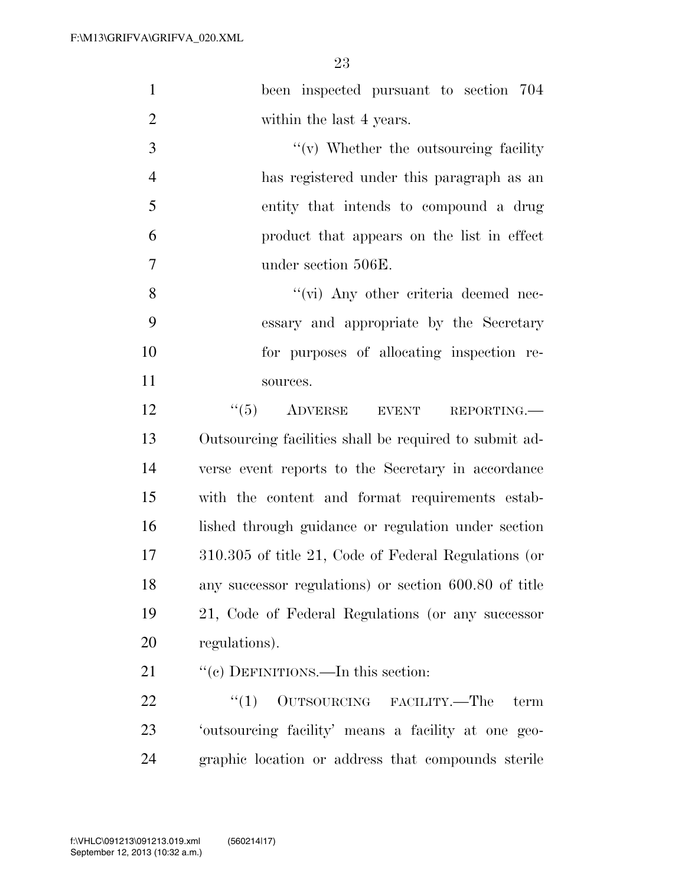been inspected pursuant to section 704 within the last 4 years.

"(v) Whether the outsourcing facility has registered under this paragraph as an entity that intends to compound a drug product that appears on the list in effect under section 506E.

"(vi) Any other criteria deemed necessary and appropriate by the Secretary for purposes of allocating inspection resources.

"(5) ADVERSE EVENT REPORTING.—Outsourcing facilities shall be required to submit adverse event reports to the Secretary in accordance with the content and format requirements established through guidance or regulation under section 310.305 of title 21, Code of Federal Regulations (or any successor regulations) or section 600.80 of title 21, Code of Federal Regulations (or any successor regulations).

"(c) DEFINITIONS.—In this section:

"(1) OUTSOURCING FACILITY.—The term 'outsourcing facility' means a facility at one geographic location or address that compounds sterile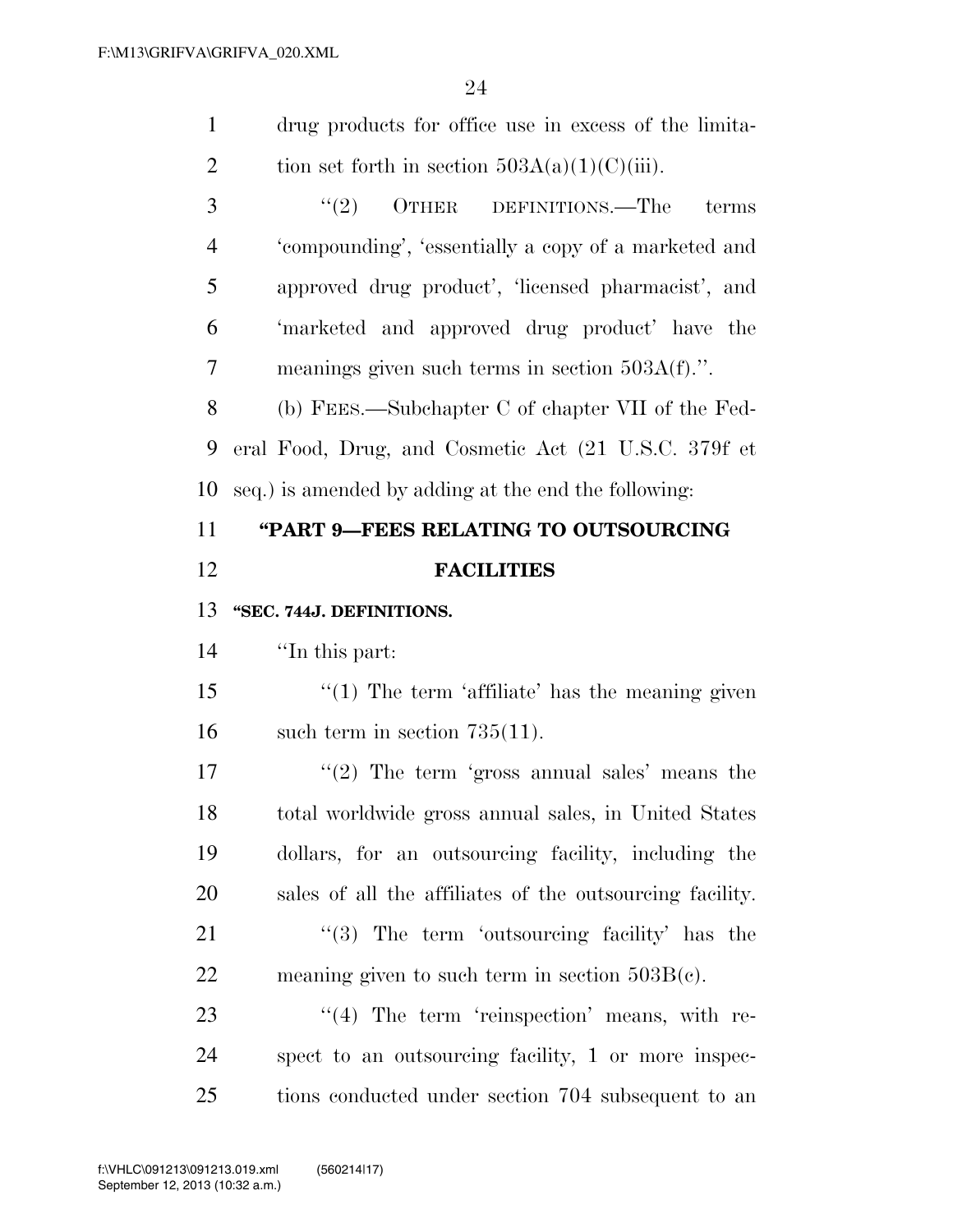drug products for office use in excess of the limitation set forth in section 503A(a)(1)(C)(iii).

"(2) OTHER DEFINITIONS.—The terms 'compounding', 'essentially a copy of a marketed and approved drug product', 'licensed pharmacist', and 'marketed and approved drug product' have the meanings given such terms in section 503A(f).".

(b) FEES.—Subchapter C of chapter VII of the Federal Food, Drug, and Cosmetic Act (21 U.S.C. 379f et seq.) is amended by adding at the end the following:

## "PART 9—FEES RELATING TO OUTSOURCING FACILITIES

### "SEC. 744J. DEFINITIONS.

"In this part:

"(1) The term 'affiliate' has the meaning given such term in section 735(11).

"(2) The term 'gross annual sales' means the total worldwide gross annual sales, in United States dollars, for an outsourcing facility, including the sales of all the affiliates of the outsourcing facility.

"(3) The term 'outsourcing facility' has the meaning given to such term in section 503B(c).

"(4) The term 'reinspection' means, with respect to an outsourcing facility, 1 or more inspections conducted under section 704 subsequent to an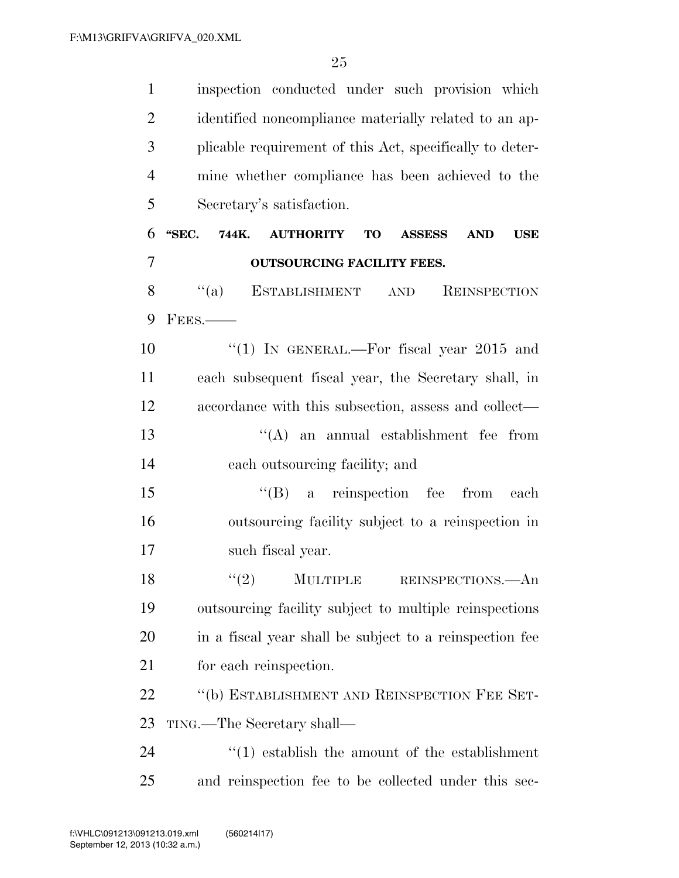inspection conducted under such provision which identified noncompliance materially related to an applicable requirement of this Act, specifically to determine whether compliance has been achieved to the Secretary's satisfaction.

**"SEC. 744K. AUTHORITY TO ASSESS AND USE OUTSOURCING FACILITY FEES.**

"(a) ESTABLISHMENT AND REINSPECTION FEES.——

"(1) IN GENERAL.—For fiscal year 2015 and each subsequent fiscal year, the Secretary shall, in accordance with this subsection, assess and collect—

"(A) an annual establishment fee from each outsourcing facility; and

"(B) a reinspection fee from each outsourcing facility subject to a reinspection in such fiscal year.

"(2) MULTIPLE REINSPECTIONS.—An outsourcing facility subject to multiple reinspections in a fiscal year shall be subject to a reinspection fee for each reinspection.

"(b) ESTABLISHMENT AND REINSPECTION FEE SETTING.—The Secretary shall—

"(1) establish the amount of the establishment and reinspection fee to be collected under this sec-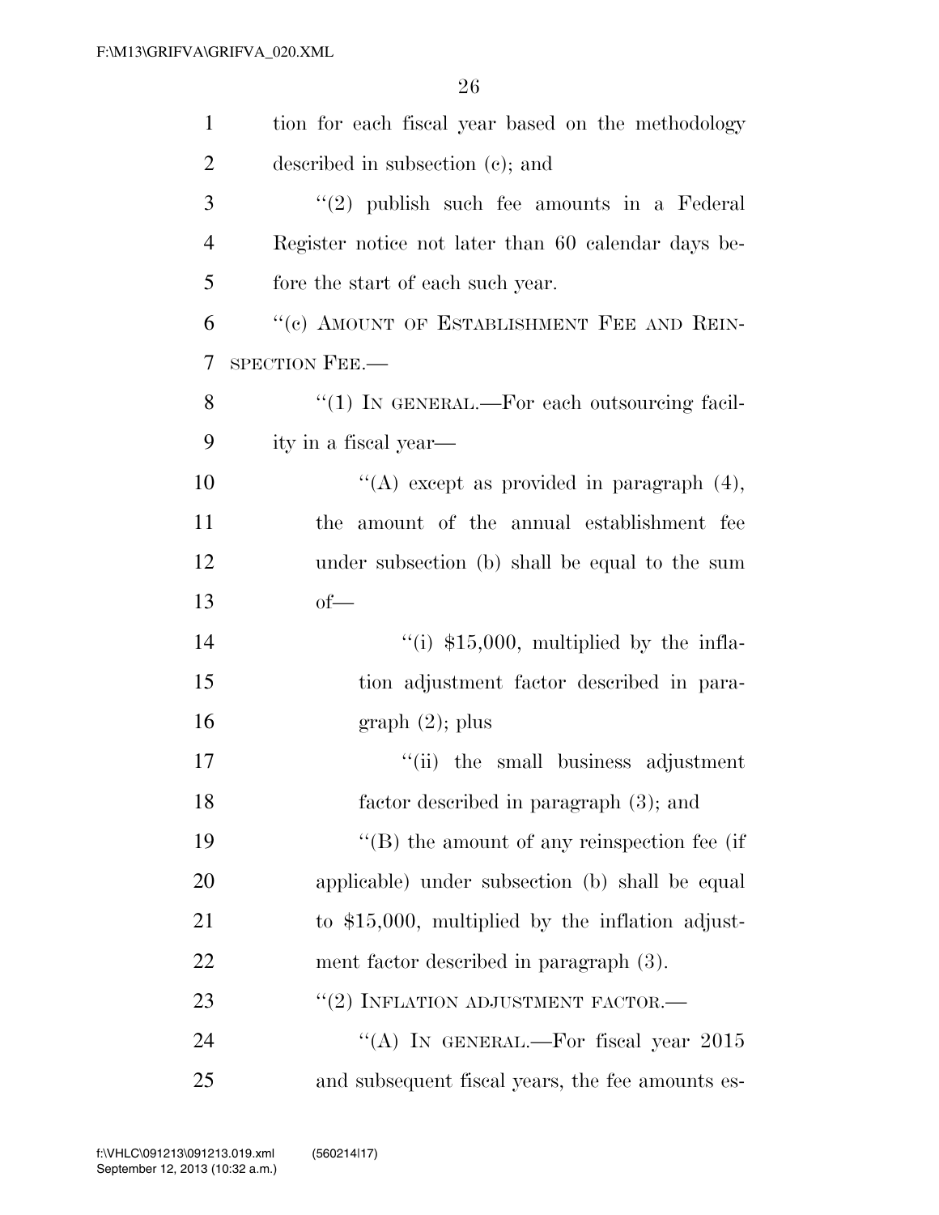tion for each fiscal year based on the methodology described in subsection (c); and

"(2) publish such fee amounts in a Federal Register notice not later than 60 calendar days before the start of each such year.

"(c) AMOUNT OF ESTABLISHMENT FEE AND REINSPECTION FEE.—

"(1) IN GENERAL.—For each outsourcing facility in a fiscal year—

"(A) except as provided in paragraph (4), the amount of the annual establishment fee under subsection (b) shall be equal to the sum of—

"(i) $15,000, multiplied by the inflation adjustment factor described in paragraph (2); plus

"(ii) the small business adjustment factor described in paragraph (3); and

"(B) the amount of any reinspection fee (if applicable) under subsection (b) shall be equal to $15,000, multiplied by the inflation adjustment factor described in paragraph (3).

"(2) INFLATION ADJUSTMENT FACTOR.—

"(A) IN GENERAL.—For fiscal year 2015 and subsequent fiscal years, the fee amounts es-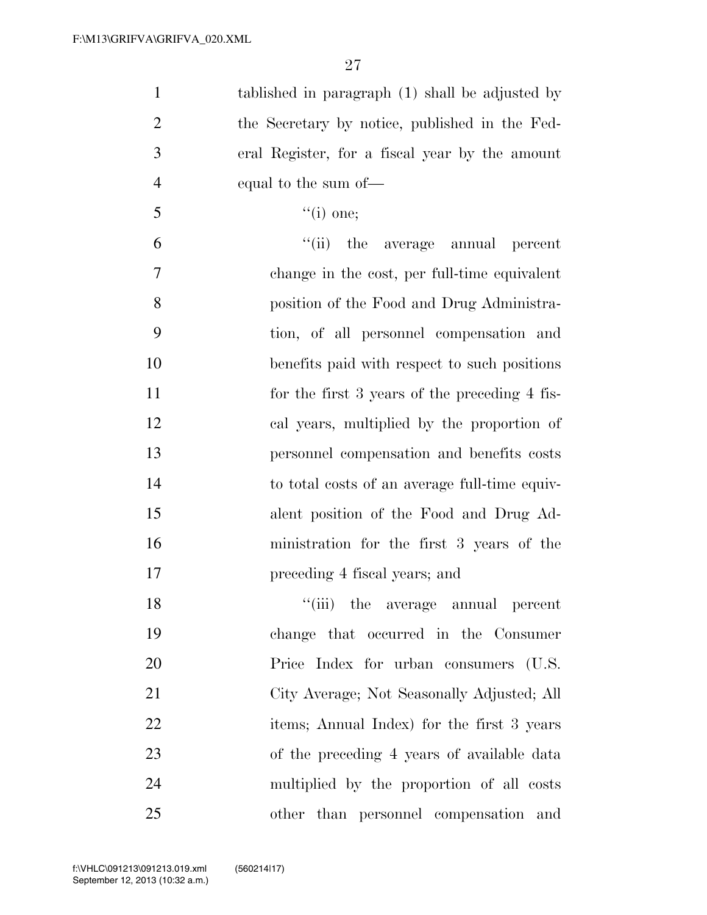tablished in paragraph (1) shall be adjusted by the Secretary by notice, published in the Federal Register, for a fiscal year by the amount equal to the sum of—

''(i) one;

''(ii) the average annual percent change in the cost, per full-time equivalent position of the Food and Drug Administration, of all personnel compensation and benefits paid with respect to such positions for the first 3 years of the preceding 4 fiscal years, multiplied by the proportion of personnel compensation and benefits costs to total costs of an average full-time equivalent position of the Food and Drug Administration for the first 3 years of the preceding 4 fiscal years; and

''(iii) the average annual percent change that occurred in the Consumer Price Index for urban consumers (U.S. City Average; Not Seasonally Adjusted; All items; Annual Index) for the first 3 years of the preceding 4 years of available data multiplied by the proportion of all costs other than personnel compensation and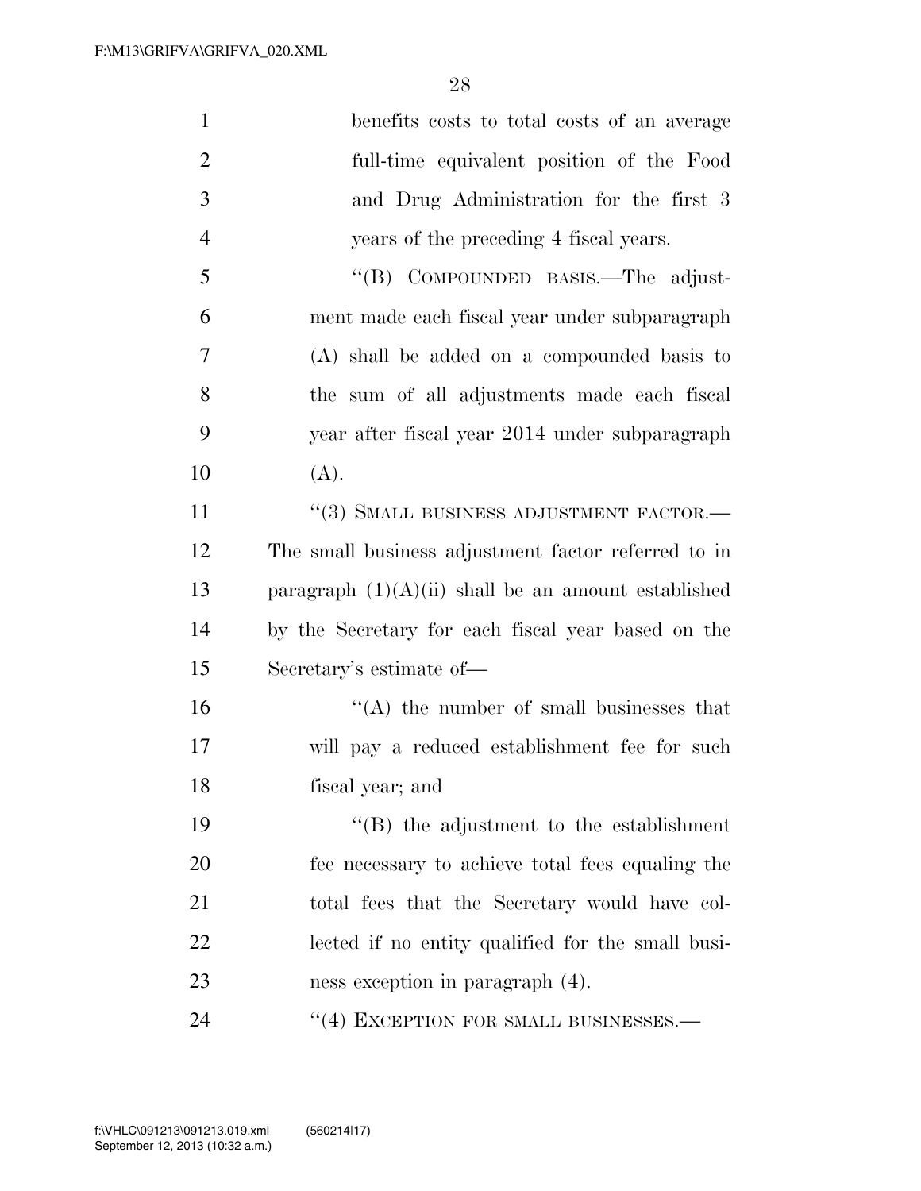benefits costs to total costs of an average full-time equivalent position of the Food and Drug Administration for the first 3 years of the preceding 4 fiscal years.

"(B) COMPOUNDED BASIS.—The adjustment made each fiscal year under subparagraph (A) shall be added on a compounded basis to the sum of all adjustments made each fiscal year after fiscal year 2014 under subparagraph (A).

"(3) SMALL BUSINESS ADJUSTMENT FACTOR.— The small business adjustment factor referred to in paragraph (1)(A)(ii) shall be an amount established by the Secretary for each fiscal year based on the Secretary's estimate of—

"(A) the number of small businesses that will pay a reduced establishment fee for such fiscal year; and

"(B) the adjustment to the establishment fee necessary to achieve total fees equaling the total fees that the Secretary would have collected if no entity qualified for the small business exception in paragraph (4).

"(4) EXCEPTION FOR SMALL BUSINESSES.—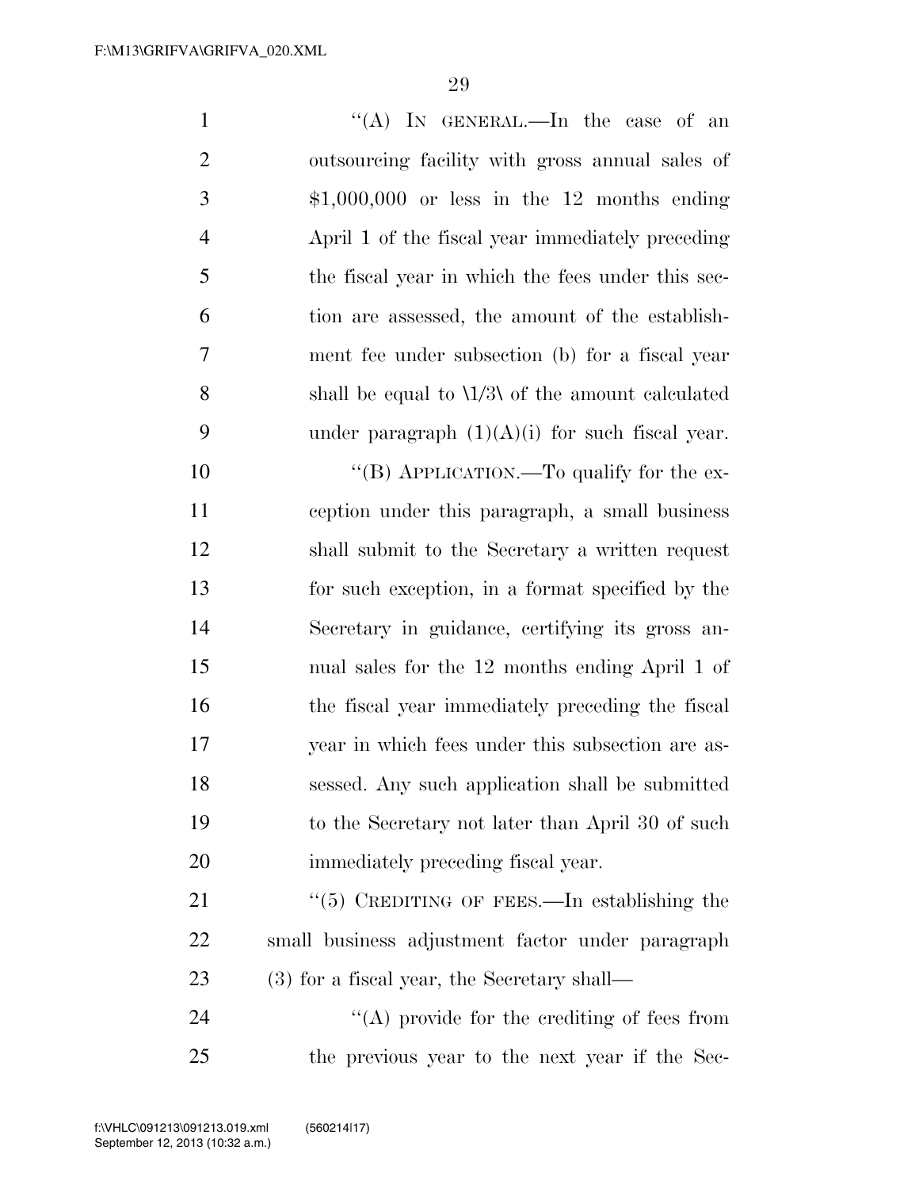''(A) IN GENERAL.—In the case of an outsourcing facility with gross annual sales of $1,000,000 or less in the 12 months ending April 1 of the fiscal year immediately preceding the fiscal year in which the fees under this section are assessed, the amount of the establishment fee under subsection (b) for a fiscal year shall be equal to \1/3\ of the amount calculated under paragraph (1)(A)(i) for such fiscal year.

''(B) APPLICATION.—To qualify for the exception under this paragraph, a small business shall submit to the Secretary a written request for such exception, in a format specified by the Secretary in guidance, certifying its gross annual sales for the 12 months ending April 1 of the fiscal year immediately preceding the fiscal year in which fees under this subsection are assessed. Any such application shall be submitted to the Secretary not later than April 30 of such immediately preceding fiscal year.

''(5) CREDITING OF FEES.—In establishing the small business adjustment factor under paragraph (3) for a fiscal year, the Secretary shall—

''(A) provide for the crediting of fees from the previous year to the next year if the Sec-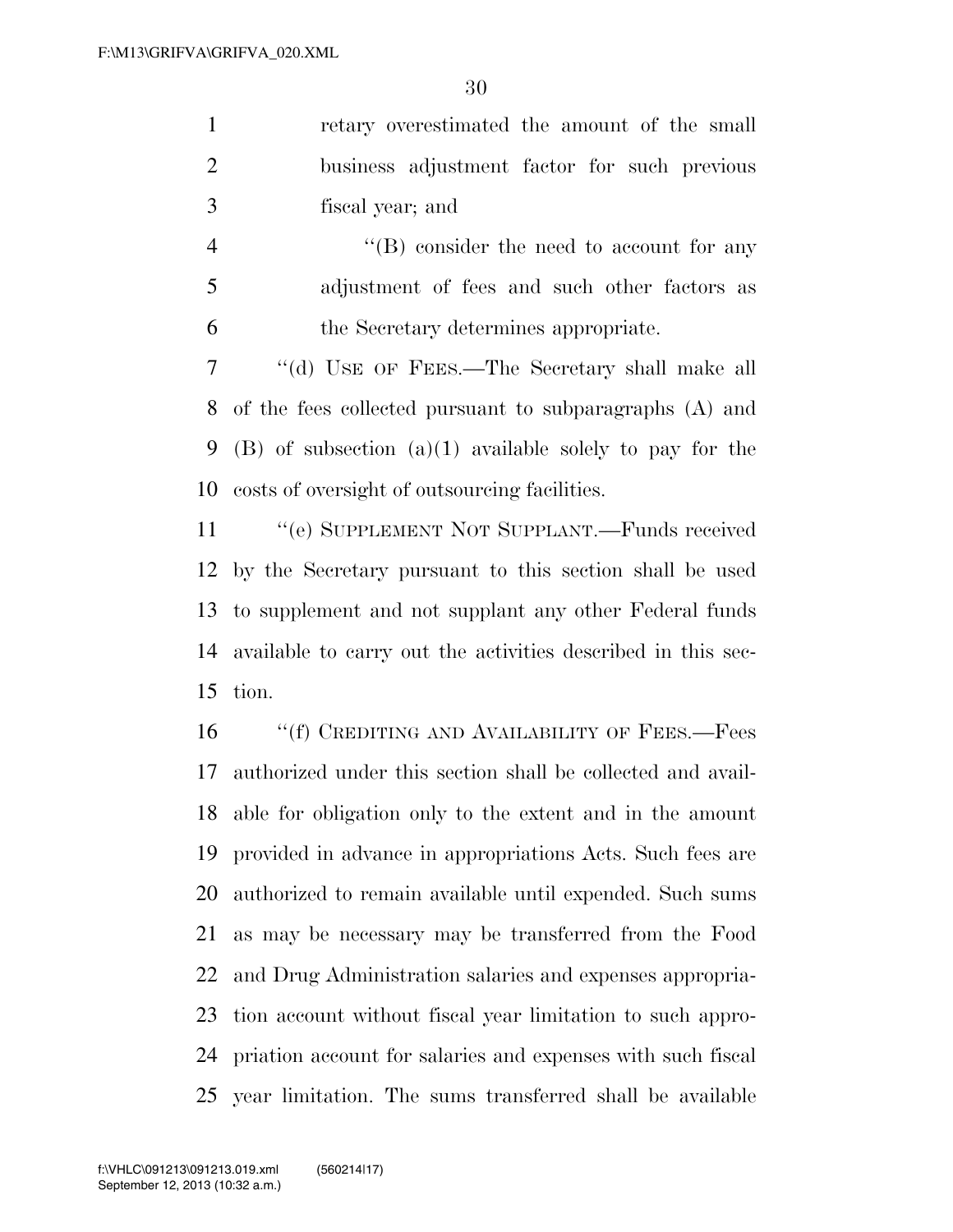retary overestimated the amount of the small business adjustment factor for such previous fiscal year; and

"(B) consider the need to account for any adjustment of fees and such other factors as the Secretary determines appropriate.

"(d) USE OF FEES.—The Secretary shall make all of the fees collected pursuant to subparagraphs (A) and (B) of subsection (a)(1) available solely to pay for the costs of oversight of outsourcing facilities.

"(e) SUPPLEMENT NOT SUPPLANT.—Funds received by the Secretary pursuant to this section shall be used to supplement and not supplant any other Federal funds available to carry out the activities described in this section.

"(f) CREDITING AND AVAILABILITY OF FEES.—Fees authorized under this section shall be collected and available for obligation only to the extent and in the amount provided in advance in appropriations Acts. Such fees are authorized to remain available until expended. Such sums as may be necessary may be transferred from the Food and Drug Administration salaries and expenses appropriation account without fiscal year limitation to such appropriation account for salaries and expenses with such fiscal year limitation. The sums transferred shall be available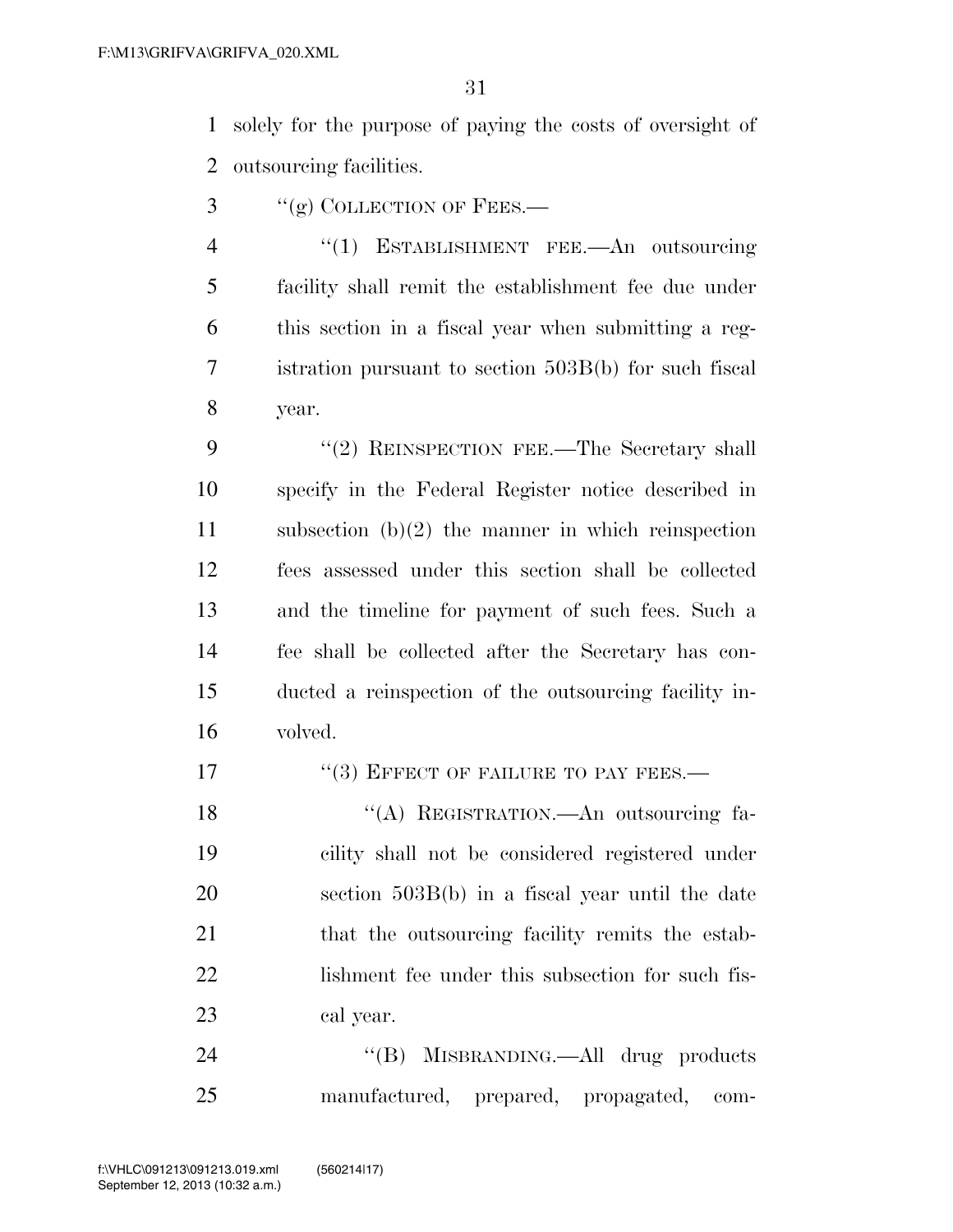solely for the purpose of paying the costs of oversight of outsourcing facilities.

"(g) COLLECTION OF FEES.—

"(1) ESTABLISHMENT FEE.—An outsourcing facility shall remit the establishment fee due under this section in a fiscal year when submitting a registration pursuant to section 503B(b) for such fiscal year.

"(2) REINSPECTION FEE.—The Secretary shall specify in the Federal Register notice described in subsection (b)(2) the manner in which reinspection fees assessed under this section shall be collected and the timeline for payment of such fees. Such a fee shall be collected after the Secretary has conducted a reinspection of the outsourcing facility involved.

"(3) EFFECT OF FAILURE TO PAY FEES.—

"(A) REGISTRATION.—An outsourcing facility shall not be considered registered under section 503B(b) in a fiscal year until the date that the outsourcing facility remits the establishment fee under this subsection for such fiscal year.

"(B) MISBRANDING.—All drug products manufactured, prepared, propagated, com-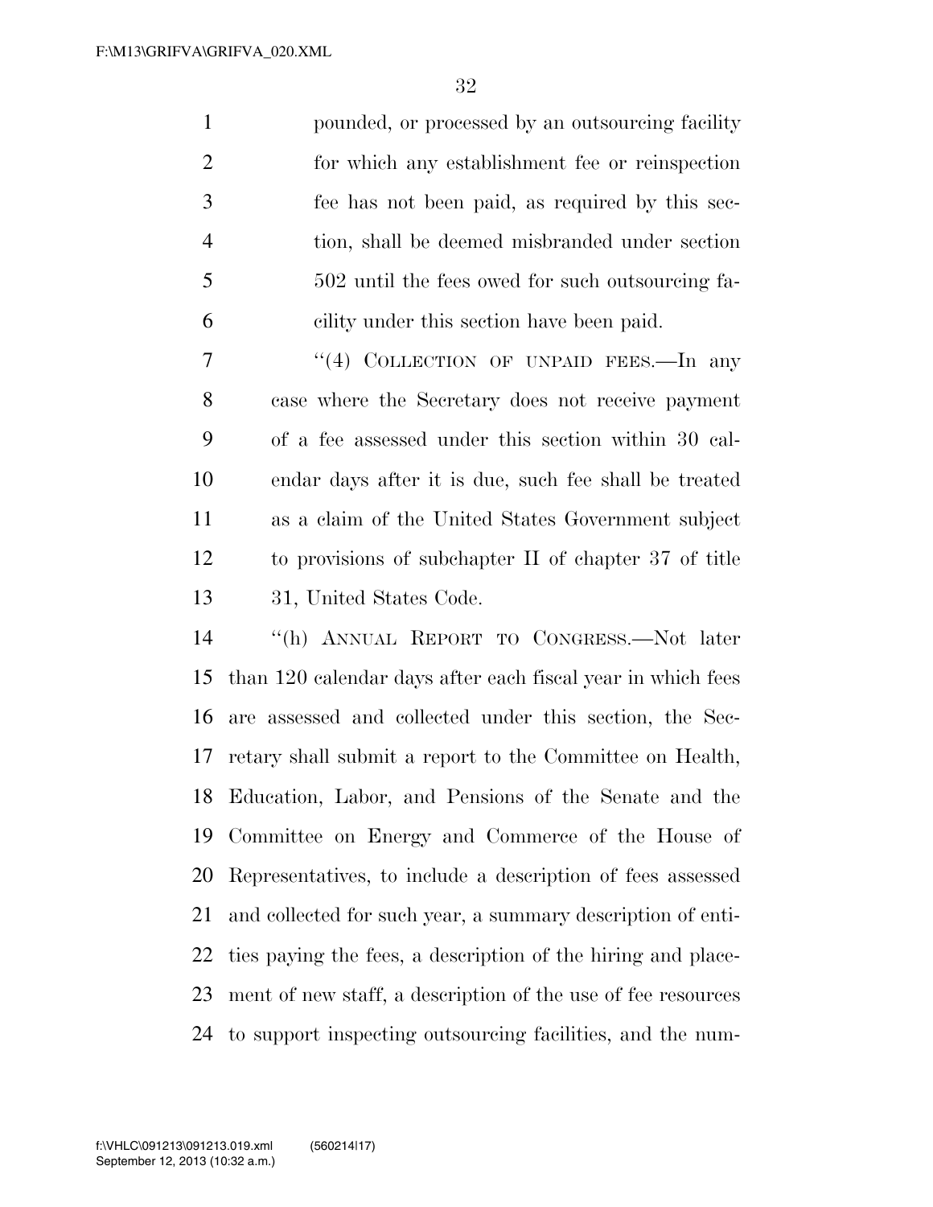pounded, or processed by an outsourcing facility for which any establishment fee or reinspection fee has not been paid, as required by this section, shall be deemed misbranded under section 502 until the fees owed for such outsourcing facility under this section have been paid.

''(4) COLLECTION OF UNPAID FEES.—In any case where the Secretary does not receive payment of a fee assessed under this section within 30 calendar days after it is due, such fee shall be treated as a claim of the United States Government subject to provisions of subchapter II of chapter 37 of title 31, United States Code.

''(h) ANNUAL REPORT TO CONGRESS.—Not later than 120 calendar days after each fiscal year in which fees are assessed and collected under this section, the Secretary shall submit a report to the Committee on Health, Education, Labor, and Pensions of the Senate and the Committee on Energy and Commerce of the House of Representatives, to include a description of fees assessed and collected for such year, a summary description of entities paying the fees, a description of the hiring and placement of new staff, a description of the use of fee resources to support inspecting outsourcing facilities, and the num-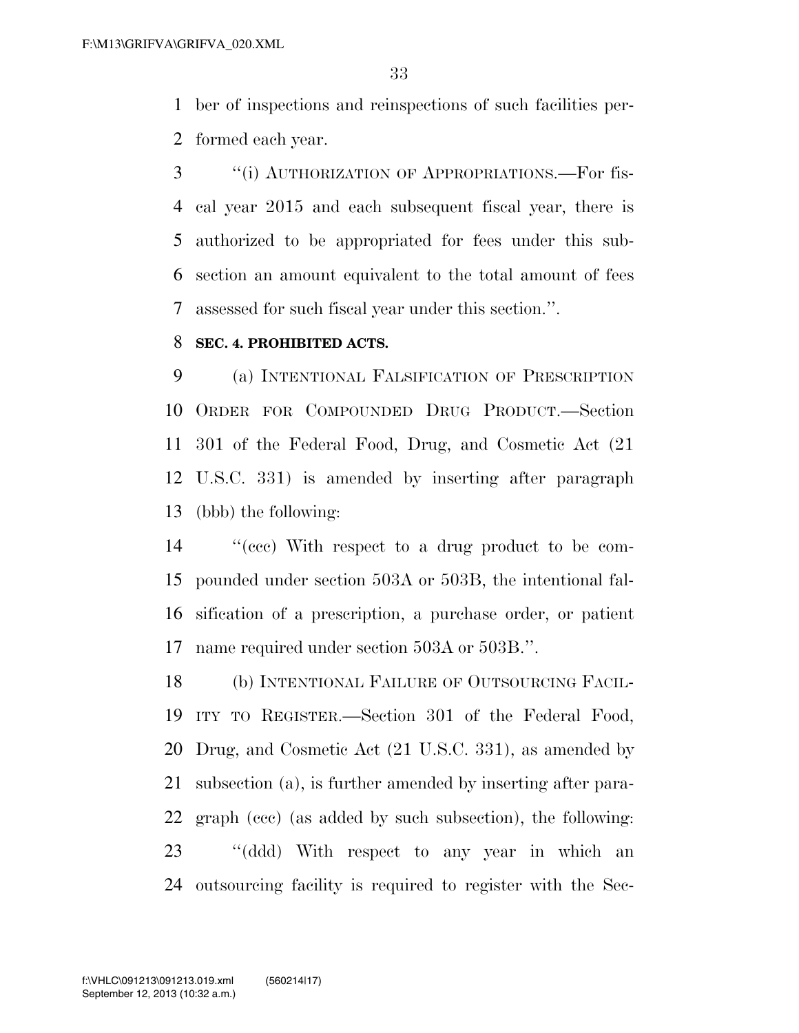ber of inspections and reinspections of such facilities performed each year.

"(i) AUTHORIZATION OF APPROPRIATIONS.—For fiscal year 2015 and each subsequent fiscal year, there is authorized to be appropriated for fees under this subsection an amount equivalent to the total amount of fees assessed for such fiscal year under this section.".

**SEC. 4. PROHIBITED ACTS.**

(a) INTENTIONAL FALSIFICATION OF PRESCRIPTION ORDER FOR COMPOUNDED DRUG PRODUCT.—Section 301 of the Federal Food, Drug, and Cosmetic Act (21 U.S.C. 331) is amended by inserting after paragraph (bbb) the following:

"(ccc) With respect to a drug product to be compounded under section 503A or 503B, the intentional falsification of a prescription, a purchase order, or patient name required under section 503A or 503B.".

(b) INTENTIONAL FAILURE OF OUTSOURCING FACILITY TO REGISTER.—Section 301 of the Federal Food, Drug, and Cosmetic Act (21 U.S.C. 331), as amended by subsection (a), is further amended by inserting after paragraph (ccc) (as added by such subsection), the following:

"(ddd) With respect to any year in which an outsourcing facility is required to register with the Sec-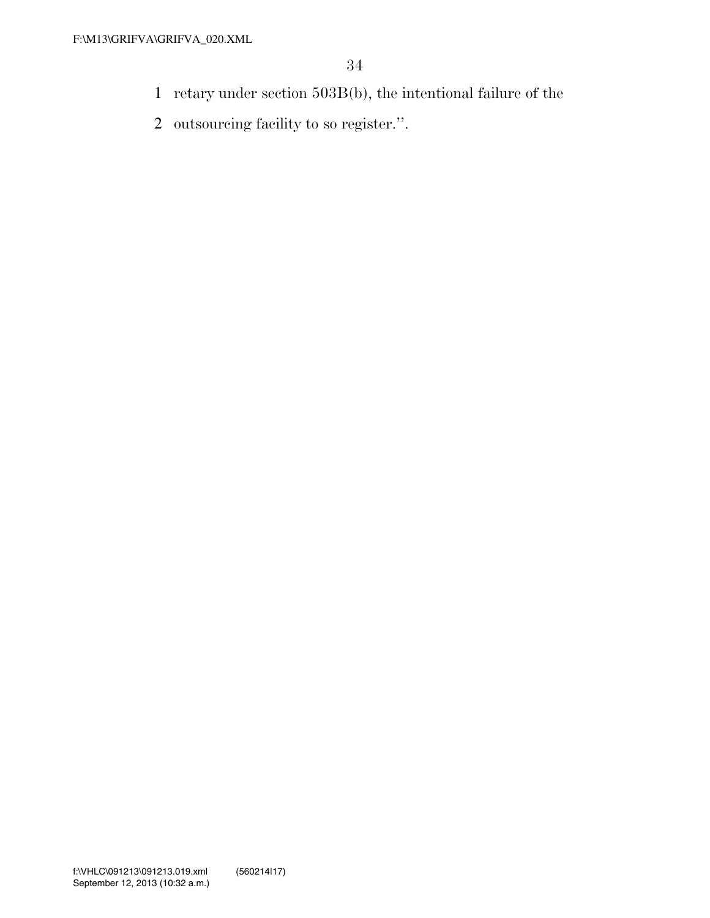retary under section 503B(b), the intentional failure of the outsourcing facility to so register.''.